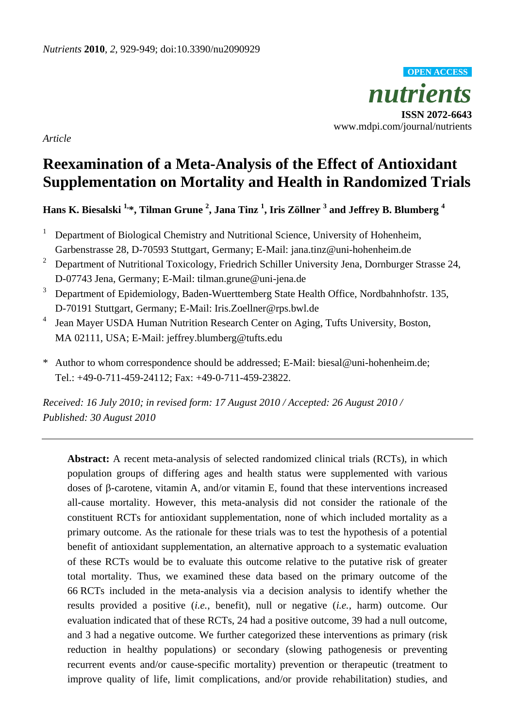*Nutrients* **2010**, *2*, 929-949; doi:10.3390/nu2090929

OPEN ACCESS

***nutrients***

**ISSN 2072-6643**

www.mdpi.com/journal/nutrients

*Article*

# Reexamination of a Meta-Analysis of the Effect of Antioxidant Supplementation on Mortality and Health in Randomized Trials

**Hans K. Biesalski [1,*], Tilman Grune [2], Jana Tinz [1], Iris Zöllner [3] and Jeffrey B. Blumberg [4]**

[1] Department of Biological Chemistry and Nutritional Science, University of Hohenheim, Garbenstrasse 28, D-70593 Stuttgart, Germany; E-Mail: jana.tinz@uni-hohenheim.de

[2] Department of Nutritional Toxicology, Friedrich Schiller University Jena, Dornburger Strasse 24, D-07743 Jena, Germany; E-Mail: tilman.grune@uni-jena.de

[3] Department of Epidemiology, Baden-Wuerttemberg State Health Office, Nordbahnhofstr. 135, D-70191 Stuttgart, Germany; E-Mail: Iris.Zoellner@rps.bwl.de

[4] Jean Mayer USDA Human Nutrition Research Center on Aging, Tufts University, Boston, MA 02111, USA; E-Mail: jeffrey.blumberg@tufts.edu

\* Author to whom correspondence should be addressed; E-Mail: biesal@uni-hohenheim.de; Tel.: +49-0-711-459-24112; Fax: +49-0-711-459-23822.

*Received: 16 July 2010; in revised form: 17 August 2010 / Accepted: 26 August 2010 / Published: 30 August 2010*

---

**Abstract:** A recent meta-analysis of selected randomized clinical trials (RCTs), in which population groups of differing ages and health status were supplemented with various doses of β-carotene, vitamin A, and/or vitamin E, found that these interventions increased all-cause mortality. However, this meta-analysis did not consider the rationale of the constituent RCTs for antioxidant supplementation, none of which included mortality as a primary outcome. As the rationale for these trials was to test the hypothesis of a potential benefit of antioxidant supplementation, an alternative approach to a systematic evaluation of these RCTs would be to evaluate this outcome relative to the putative risk of greater total mortality. Thus, we examined these data based on the primary outcome of the 66 RCTs included in the meta-analysis via a decision analysis to identify whether the results provided a positive (*i.e.*, benefit), null or negative (*i.e.*, harm) outcome. Our evaluation indicated that of these RCTs, 24 had a positive outcome, 39 had a null outcome, and 3 had a negative outcome. We further categorized these interventions as primary (risk reduction in healthy populations) or secondary (slowing pathogenesis or preventing recurrent events and/or cause-specific mortality) prevention or therapeutic (treatment to improve quality of life, limit complications, and/or provide rehabilitation) studies, and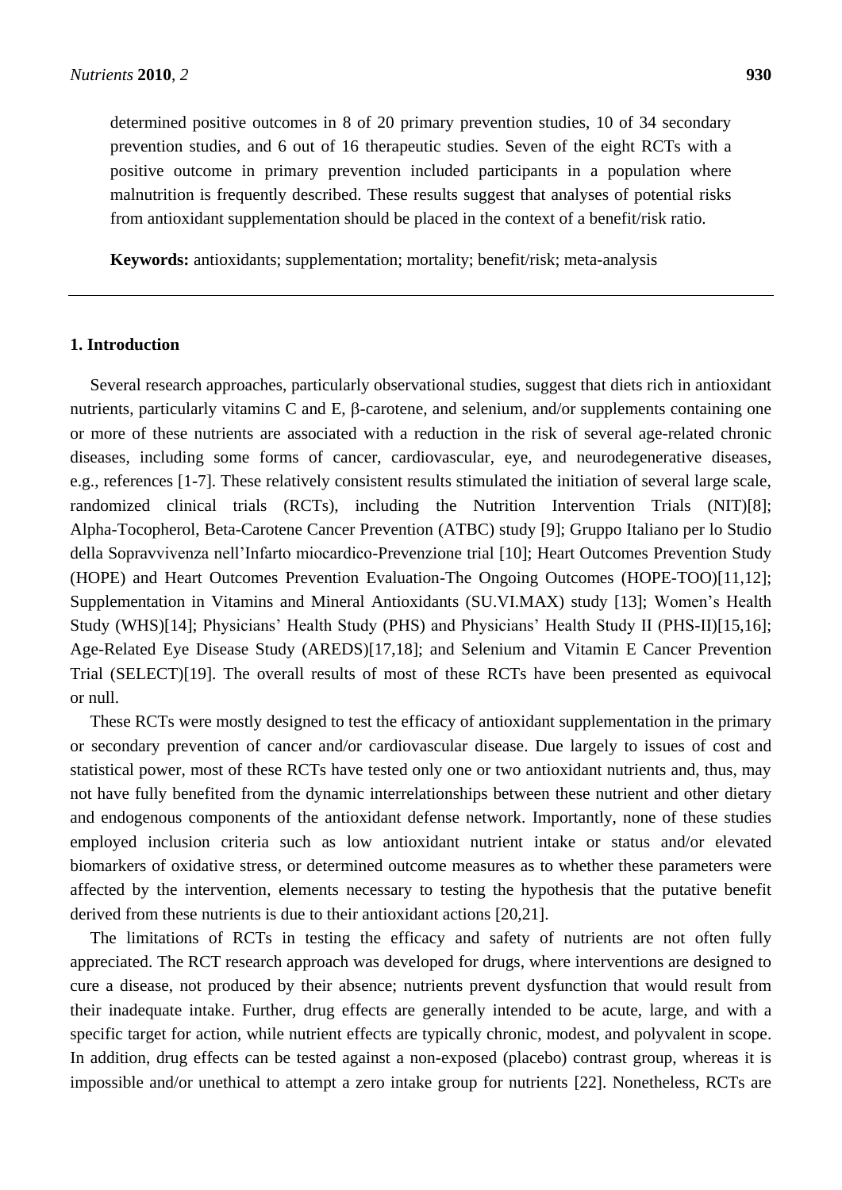determined positive outcomes in 8 of 20 primary prevention studies, 10 of 34 secondary prevention studies, and 6 out of 16 therapeutic studies. Seven of the eight RCTs with a positive outcome in primary prevention included participants in a population where malnutrition is frequently described. These results suggest that analyses of potential risks from antioxidant supplementation should be placed in the context of a benefit/risk ratio.

**Keywords:** antioxidants; supplementation; mortality; benefit/risk; meta-analysis

---

## 1. Introduction

Several research approaches, particularly observational studies, suggest that diets rich in antioxidant nutrients, particularly vitamins C and E, β-carotene, and selenium, and/or supplements containing one or more of these nutrients are associated with a reduction in the risk of several age-related chronic diseases, including some forms of cancer, cardiovascular, eye, and neurodegenerative diseases, e.g., references [1-7]. These relatively consistent results stimulated the initiation of several large scale, randomized clinical trials (RCTs), including the Nutrition Intervention Trials (NIT)[8]; Alpha-Tocopherol, Beta-Carotene Cancer Prevention (ATBC) study [9]; Gruppo Italiano per lo Studio della Sopravvivenza nell'Infarto miocardico-Prevenzione trial [10]; Heart Outcomes Prevention Study (HOPE) and Heart Outcomes Prevention Evaluation-The Ongoing Outcomes (HOPE-TOO)[11,12]; Supplementation in Vitamins and Mineral Antioxidants (SU.VI.MAX) study [13]; Women's Health Study (WHS)[14]; Physicians' Health Study (PHS) and Physicians' Health Study II (PHS-II)[15,16]; Age-Related Eye Disease Study (AREDS)[17,18]; and Selenium and Vitamin E Cancer Prevention Trial (SELECT)[19]. The overall results of most of these RCTs have been presented as equivocal or null.

These RCTs were mostly designed to test the efficacy of antioxidant supplementation in the primary or secondary prevention of cancer and/or cardiovascular disease. Due largely to issues of cost and statistical power, most of these RCTs have tested only one or two antioxidant nutrients and, thus, may not have fully benefited from the dynamic interrelationships between these nutrient and other dietary and endogenous components of the antioxidant defense network. Importantly, none of these studies employed inclusion criteria such as low antioxidant nutrient intake or status and/or elevated biomarkers of oxidative stress, or determined outcome measures as to whether these parameters were affected by the intervention, elements necessary to testing the hypothesis that the putative benefit derived from these nutrients is due to their antioxidant actions [20,21].

The limitations of RCTs in testing the efficacy and safety of nutrients are not often fully appreciated. The RCT research approach was developed for drugs, where interventions are designed to cure a disease, not produced by their absence; nutrients prevent dysfunction that would result from their inadequate intake. Further, drug effects are generally intended to be acute, large, and with a specific target for action, while nutrient effects are typically chronic, modest, and polyvalent in scope. In addition, drug effects can be tested against a non-exposed (placebo) contrast group, whereas it is impossible and/or unethical to attempt a zero intake group for nutrients [22]. Nonetheless, RCTs are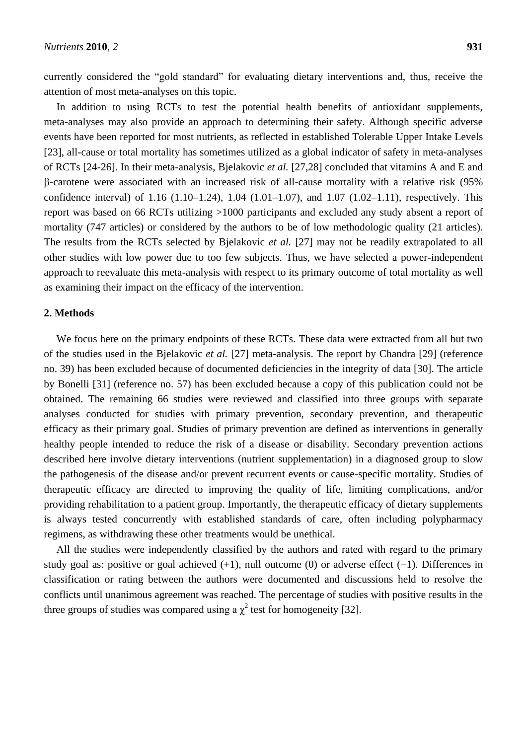currently considered the "gold standard" for evaluating dietary interventions and, thus, receive the attention of most meta-analyses on this topic.

In addition to using RCTs to test the potential health benefits of antioxidant supplements, meta-analyses may also provide an approach to determining their safety. Although specific adverse events have been reported for most nutrients, as reflected in established Tolerable Upper Intake Levels [23], all-cause or total mortality has sometimes utilized as a global indicator of safety in meta-analyses of RCTs [24-26]. In their meta-analysis, Bjelakovic *et al.* [27,28] concluded that vitamins A and E and β-carotene were associated with an increased risk of all-cause mortality with a relative risk (95% confidence interval) of 1.16 (1.10–1.24), 1.04 (1.01–1.07), and 1.07 (1.02–1.11), respectively. This report was based on 66 RCTs utilizing >1000 participants and excluded any study absent a report of mortality (747 articles) or considered by the authors to be of low methodologic quality (21 articles). The results from the RCTs selected by Bjelakovic *et al.* [27] may not be readily extrapolated to all other studies with low power due to too few subjects. Thus, we have selected a power-independent approach to reevaluate this meta-analysis with respect to its primary outcome of total mortality as well as examining their impact on the efficacy of the intervention.

## 2. Methods

We focus here on the primary endpoints of these RCTs. These data were extracted from all but two of the studies used in the Bjelakovic *et al.* [27] meta-analysis. The report by Chandra [29] (reference no. 39) has been excluded because of documented deficiencies in the integrity of data [30]. The article by Bonelli [31] (reference no. 57) has been excluded because a copy of this publication could not be obtained. The remaining 66 studies were reviewed and classified into three groups with separate analyses conducted for studies with primary prevention, secondary prevention, and therapeutic efficacy as their primary goal. Studies of primary prevention are defined as interventions in generally healthy people intended to reduce the risk of a disease or disability. Secondary prevention actions described here involve dietary interventions (nutrient supplementation) in a diagnosed group to slow the pathogenesis of the disease and/or prevent recurrent events or cause-specific mortality. Studies of therapeutic efficacy are directed to improving the quality of life, limiting complications, and/or providing rehabilitation to a patient group. Importantly, the therapeutic efficacy of dietary supplements is always tested concurrently with established standards of care, often including polypharmacy regimens, as withdrawing these other treatments would be unethical.

All the studies were independently classified by the authors and rated with regard to the primary study goal as: positive or goal achieved (+1), null outcome (0) or adverse effect (−1). Differences in classification or rating between the authors were documented and discussions held to resolve the conflicts until unanimous agreement was reached. The percentage of studies with positive results in the three groups of studies was compared using a $\chi^2$ test for homogeneity [32].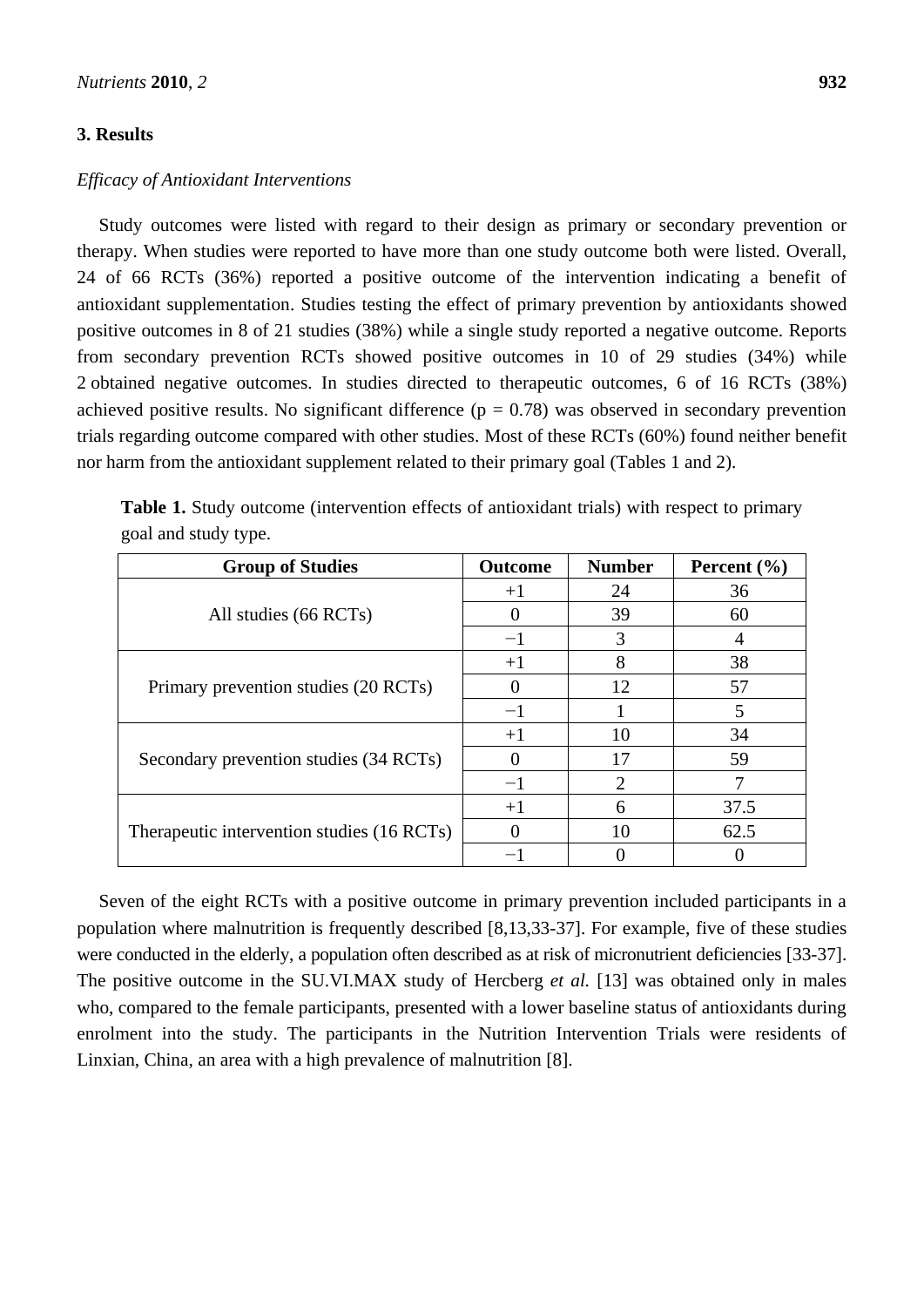## 3. Results

### *Efficacy of Antioxidant Interventions*

Study outcomes were listed with regard to their design as primary or secondary prevention or therapy. When studies were reported to have more than one study outcome both were listed. Overall, 24 of 66 RCTs (36%) reported a positive outcome of the intervention indicating a benefit of antioxidant supplementation. Studies testing the effect of primary prevention by antioxidants showed positive outcomes in 8 of 21 studies (38%) while a single study reported a negative outcome. Reports from secondary prevention RCTs showed positive outcomes in 10 of 29 studies (34%) while 2 obtained negative outcomes. In studies directed to therapeutic outcomes, 6 of 16 RCTs (38%) achieved positive results. No significant difference ($p = 0.78$) was observed in secondary prevention trials regarding outcome compared with other studies. Most of these RCTs (60%) found neither benefit nor harm from the antioxidant supplement related to their primary goal (Tables 1 and 2).

**Table 1.** Study outcome (intervention effects of antioxidant trials) with respect to primary goal and study type.

| Group of Studies | Outcome | Number | Percent (%) |
|---|---|---|---|
| All studies (66 RCTs) | +1 | 24 | 36 |
| | 0 | 39 | 60 |
| | −1 | 3 | 4 |
| Primary prevention studies (20 RCTs) | +1 | 8 | 38 |
| | 0 | 12 | 57 |
| | −1 | 1 | 5 |
| Secondary prevention studies (34 RCTs) | +1 | 10 | 34 |
| | 0 | 17 | 59 |
| | −1 | 2 | 7 |
| Therapeutic intervention studies (16 RCTs) | +1 | 6 | 37.5 |
| | 0 | 10 | 62.5 |
| | −1 | 0 | 0 |

Seven of the eight RCTs with a positive outcome in primary prevention included participants in a population where malnutrition is frequently described [8,13,33-37]. For example, five of these studies were conducted in the elderly, a population often described as at risk of micronutrient deficiencies [33-37]. The positive outcome in the SU.VI.MAX study of Hercberg *et al.* [13] was obtained only in males who, compared to the female participants, presented with a lower baseline status of antioxidants during enrolment into the study. The participants in the Nutrition Intervention Trials were residents of Linxian, China, an area with a high prevalence of malnutrition [8].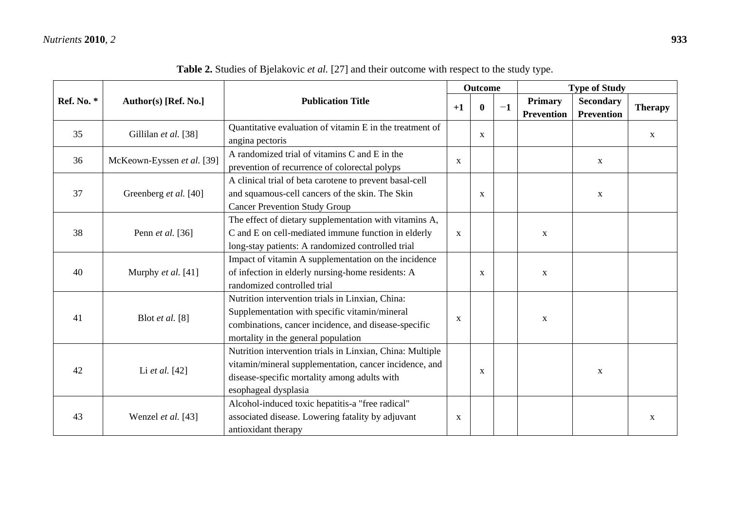**Table 2.** Studies of Bjelakovic *et al.* [27] and their outcome with respect to the study type.

| Ref. No. * | Author(s) [Ref. No.] | Publication Title | Outcome | | | Type of Study | | |
|---|---|---|---|---|---|---|---|---|
| | | | +1 | 0 | −1 | Primary Prevention | Secondary Prevention | Therapy |
| 35 | Gillilan *et al.* [38] | Quantitative evaluation of vitamin E in the treatment of angina pectoris | | x | | | | x |
| 36 | McKeown-Eyssen *et al.* [39] | A randomized trial of vitamins C and E in the prevention of recurrence of colorectal polyps | x | | | | x | |
| 37 | Greenberg *et al.* [40] | A clinical trial of beta carotene to prevent basal-cell and squamous-cell cancers of the skin. The Skin Cancer Prevention Study Group | | x | | | x | |
| 38 | Penn *et al.* [36] | The effect of dietary supplementation with vitamins A, C and E on cell-mediated immune function in elderly long-stay patients: A randomized controlled trial | x | | | x | | |
| 40 | Murphy *et al.* [41] | Impact of vitamin A supplementation on the incidence of infection in elderly nursing-home residents: A randomized controlled trial | | x | | x | | |
| 41 | Blot *et al.* [8] | Nutrition intervention trials in Linxian, China: Supplementation with specific vitamin/mineral combinations, cancer incidence, and disease-specific mortality in the general population | x | | | x | | |
| 42 | Li *et al.* [42] | Nutrition intervention trials in Linxian, China: Multiple vitamin/mineral supplementation, cancer incidence, and disease-specific mortality among adults with esophageal dysplasia | | x | | | x | |
| 43 | Wenzel *et al.* [43] | Alcohol-induced toxic hepatitis-a "free radical" associated disease. Lowering fatality by adjuvant antioxidant therapy | x | | | | | x |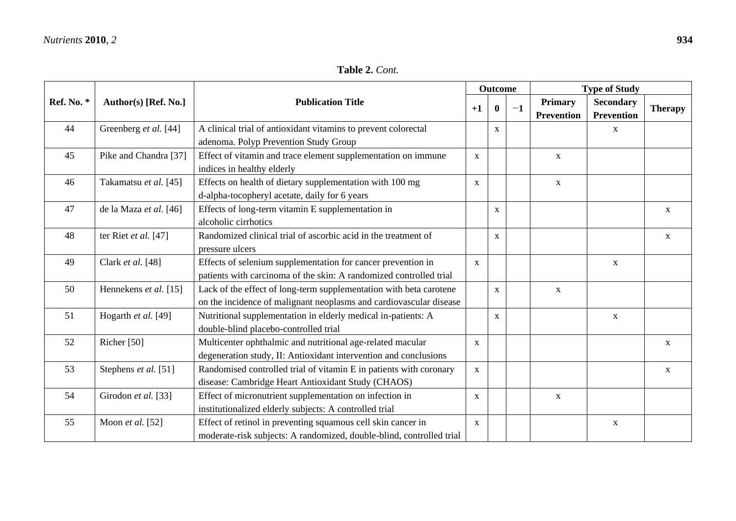**Table 2.** *Cont.*

| Ref. No. * | Author(s) [Ref. No.] | Publication Title | Outcome | | | Type of Study | | |
|---|---|---|---|---|---|---|---|---|
| | | | +1 | 0 | −1 | Primary Prevention | Secondary Prevention | Therapy |
| 44 | Greenberg *et al.* [44] | A clinical trial of antioxidant vitamins to prevent colorectal adenoma. Polyp Prevention Study Group | | x | | | x | |
| 45 | Pike and Chandra [37] | Effect of vitamin and trace element supplementation on immune indices in healthy elderly | x | | | x | | |
| 46 | Takamatsu *et al.* [45] | Effects on health of dietary supplementation with 100 mg d-alpha-tocopheryl acetate, daily for 6 years | x | | | x | | |
| 47 | de la Maza *et al.* [46] | Effects of long-term vitamin E supplementation in alcoholic cirrhotics | | x | | | | x |
| 48 | ter Riet *et al.* [47] | Randomized clinical trial of ascorbic acid in the treatment of pressure ulcers | | x | | | | x |
| 49 | Clark *et al.* [48] | Effects of selenium supplementation for cancer prevention in patients with carcinoma of the skin: A randomized controlled trial | x | | | | x | |
| 50 | Hennekens *et al.* [15] | Lack of the effect of long-term supplementation with beta carotene on the incidence of malignant neoplasms and cardiovascular disease | | x | | x | | |
| 51 | Hogarth *et al.* [49] | Nutritional supplementation in elderly medical in-patients: A double-blind placebo-controlled trial | | x | | | x | |
| 52 | Richer [50] | Multicenter ophthalmic and nutritional age-related macular degeneration study, II: Antioxidant intervention and conclusions | x | | | | | x |
| 53 | Stephens *et al.* [51] | Randomised controlled trial of vitamin E in patients with coronary disease: Cambridge Heart Antioxidant Study (CHAOS) | x | | | | | x |
| 54 | Girodon *et al.* [33] | Effect of micronutrient supplementation on infection in institutionalized elderly subjects: A controlled trial | x | | | x | | |
| 55 | Moon *et al.* [52] | Effect of retinol in preventing squamous cell skin cancer in moderate-risk subjects: A randomized, double-blind, controlled trial | x | | | | x | |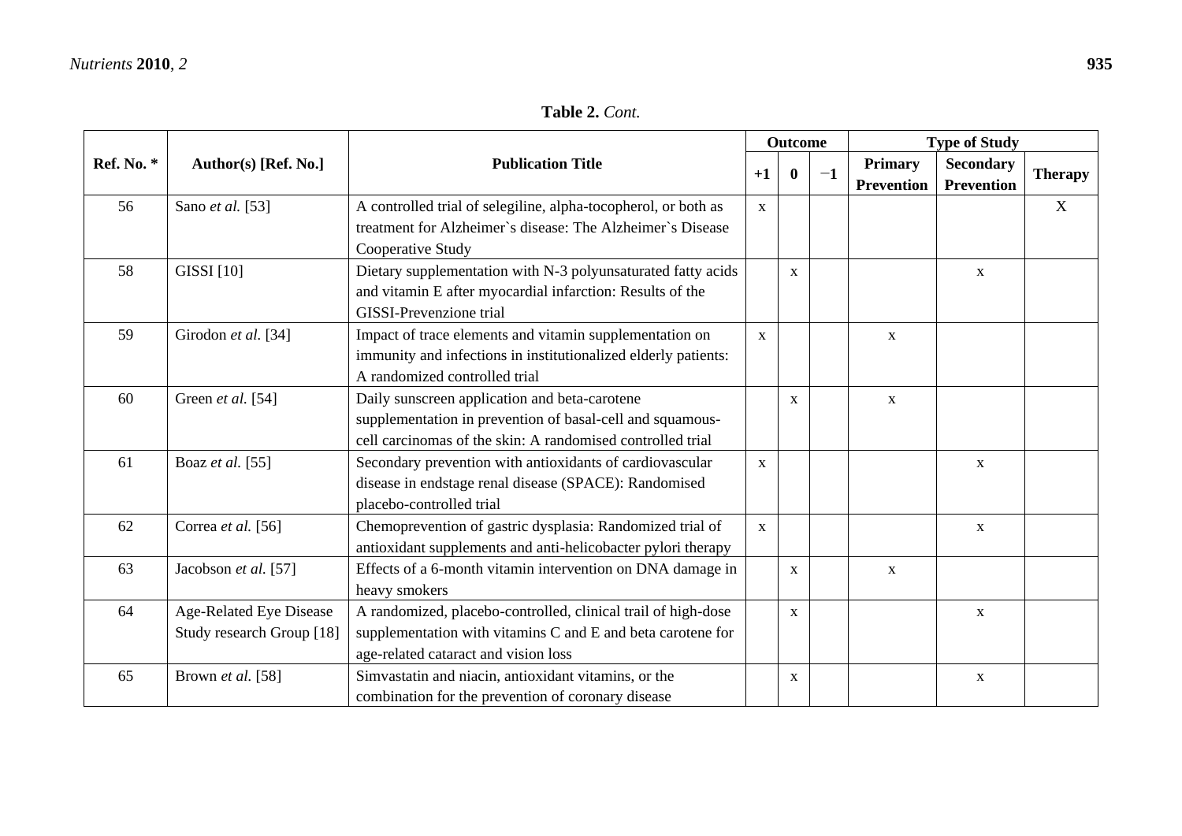**Table 2.** *Cont.*

| Ref. No. * | Author(s) [Ref. No.] | Publication Title | Outcome | | | Type of Study | | |
|---|---|---|---|---|---|---|---|---|
| | | | +1 | 0 | −1 | Primary Prevention | Secondary Prevention | Therapy |
| 56 | Sano *et al.* [53] | A controlled trial of selegiline, alpha-tocopherol, or both as treatment for Alzheimer`s disease: The Alzheimer`s Disease Cooperative Study | x | | | | | X |
| 58 | GISSI [10] | Dietary supplementation with N-3 polyunsaturated fatty acids and vitamin E after myocardial infarction: Results of the GISSI-Prevenzione trial | | x | | | x | |
| 59 | Girodon *et al.* [34] | Impact of trace elements and vitamin supplementation on immunity and infections in institutionalized elderly patients: A randomized controlled trial | x | | | x | | |
| 60 | Green *et al.* [54] | Daily sunscreen application and beta-carotene supplementation in prevention of basal-cell and squamous-cell carcinomas of the skin: A randomised controlled trial | | x | | x | | |
| 61 | Boaz *et al.* [55] | Secondary prevention with antioxidants of cardiovascular disease in endstage renal disease (SPACE): Randomised placebo-controlled trial | x | | | | x | |
| 62 | Correa *et al.* [56] | Chemoprevention of gastric dysplasia: Randomized trial of antioxidant supplements and anti-helicobacter pylori therapy | x | | | | x | |
| 63 | Jacobson *et al.* [57] | Effects of a 6-month vitamin intervention on DNA damage in heavy smokers | | x | | x | | |
| 64 | Age-Related Eye Disease Study research Group [18] | A randomized, placebo-controlled, clinical trail of high-dose supplementation with vitamins C and E and beta carotene for age-related cataract and vision loss | | x | | | x | |
| 65 | Brown *et al.* [58] | Simvastatin and niacin, antioxidant vitamins, or the combination for the prevention of coronary disease | | x | | | x | |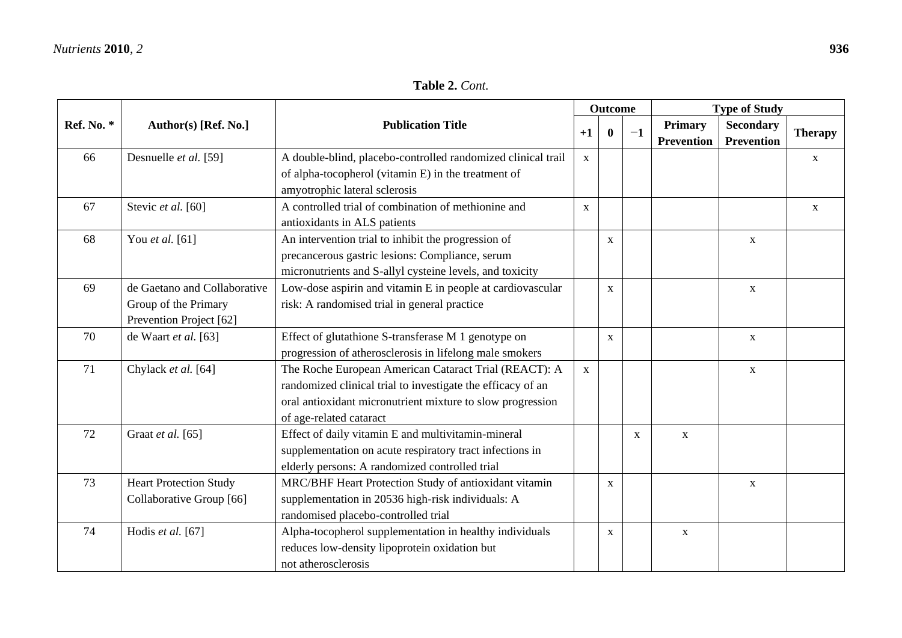**Table 2.** *Cont.*

| Ref. No. * | Author(s) [Ref. No.] | Publication Title | Outcome | | | Type of Study | | |
|---|---|---|---|---|---|---|---|---|
| | | | +1 | 0 | −1 | Primary Prevention | Secondary Prevention | Therapy |
| 66 | Desnuelle *et al.* [59] | A double-blind, placebo-controlled randomized clinical trail of alpha-tocopherol (vitamin E) in the treatment of amyotrophic lateral sclerosis | x | | | | | x |
| 67 | Stevic *et al.* [60] | A controlled trial of combination of methionine and antioxidants in ALS patients | x | | | | | x |
| 68 | You *et al.* [61] | An intervention trial to inhibit the progression of precancerous gastric lesions: Compliance, serum micronutrients and S-allyl cysteine levels, and toxicity | | x | | | x | |
| 69 | de Gaetano and Collaborative Group of the Primary Prevention Project [62] | Low-dose aspirin and vitamin E in people at cardiovascular risk: A randomised trial in general practice | | x | | | x | |
| 70 | de Waart *et al.* [63] | Effect of glutathione S-transferase M 1 genotype on progression of atherosclerosis in lifelong male smokers | | x | | | x | |
| 71 | Chylack *et al.* [64] | The Roche European American Cataract Trial (REACT): A randomized clinical trial to investigate the efficacy of an oral antioxidant micronutrient mixture to slow progression of age-related cataract | x | | | | x | |
| 72 | Graat *et al.* [65] | Effect of daily vitamin E and multivitamin-mineral supplementation on acute respiratory tract infections in elderly persons: A randomized controlled trial | | | x | x | | |
| 73 | Heart Protection Study Collaborative Group [66] | MRC/BHF Heart Protection Study of antioxidant vitamin supplementation in 20536 high-risk individuals: A randomised placebo-controlled trial | | x | | | x | |
| 74 | Hodis *et al.* [67] | Alpha-tocopherol supplementation in healthy individuals reduces low-density lipoprotein oxidation but not atherosclerosis | | x | | x | | |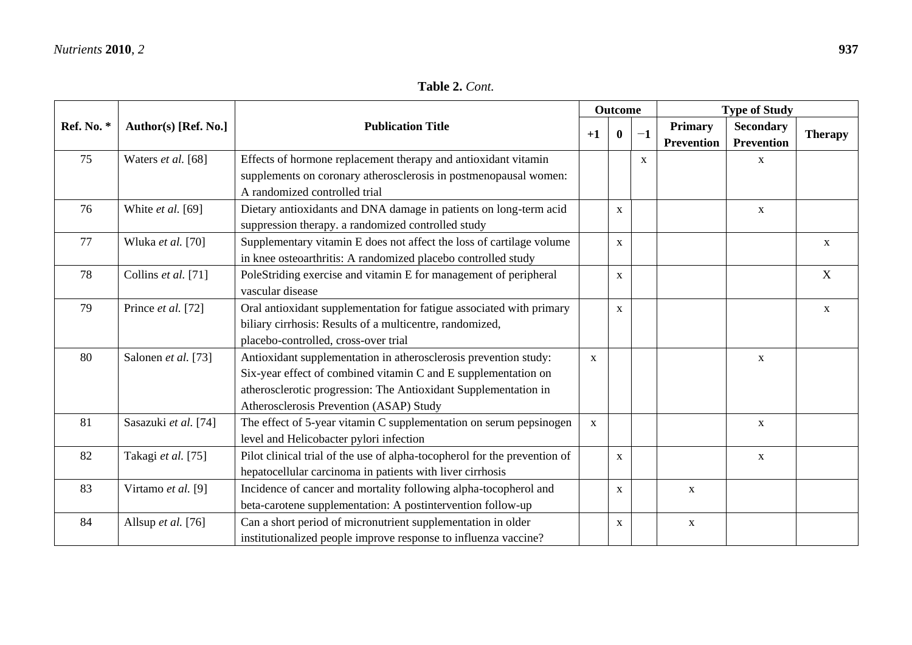**Table 2.** *Cont.*

| Ref. No. * | Author(s) [Ref. No.] | Publication Title | Outcome | | | Type of Study | | |
|---|---|---|---|---|---|---|---|---|
| | | | +1 | 0 | −1 | Primary Prevention | Secondary Prevention | Therapy |
| 75 | Waters *et al.* [68] | Effects of hormone replacement therapy and antioxidant vitamin supplements on coronary atherosclerosis in postmenopausal women: A randomized controlled trial | | | x | | x | |
| 76 | White *et al.* [69] | Dietary antioxidants and DNA damage in patients on long-term acid suppression therapy. a randomized controlled study | | x | | | x | |
| 77 | Wluka *et al.* [70] | Supplementary vitamin E does not affect the loss of cartilage volume in knee osteoarthritis: A randomized placebo controlled study | | x | | | | x |
| 78 | Collins *et al.* [71] | PoleStriding exercise and vitamin E for management of peripheral vascular disease | | x | | | | X |
| 79 | Prince *et al.* [72] | Oral antioxidant supplementation for fatigue associated with primary biliary cirrhosis: Results of a multicentre, randomized, placebo-controlled, cross-over trial | | x | | | | x |
| 80 | Salonen *et al.* [73] | Antioxidant supplementation in atherosclerosis prevention study: Six-year effect of combined vitamin C and E supplementation on atherosclerotic progression: The Antioxidant Supplementation in Atherosclerosis Prevention (ASAP) Study | x | | | | x | |
| 81 | Sasazuki *et al.* [74] | The effect of 5-year vitamin C supplementation on serum pepsinogen level and Helicobacter pylori infection | x | | | | x | |
| 82 | Takagi *et al.* [75] | Pilot clinical trial of the use of alpha-tocopherol for the prevention of hepatocellular carcinoma in patients with liver cirrhosis | | x | | | x | |
| 83 | Virtamo *et al.* [9] | Incidence of cancer and mortality following alpha-tocopherol and beta-carotene supplementation: A postintervention follow-up | | x | | x | | |
| 84 | Allsup *et al.* [76] | Can a short period of micronutrient supplementation in older institutionalized people improve response to influenza vaccine? | | x | | x | | |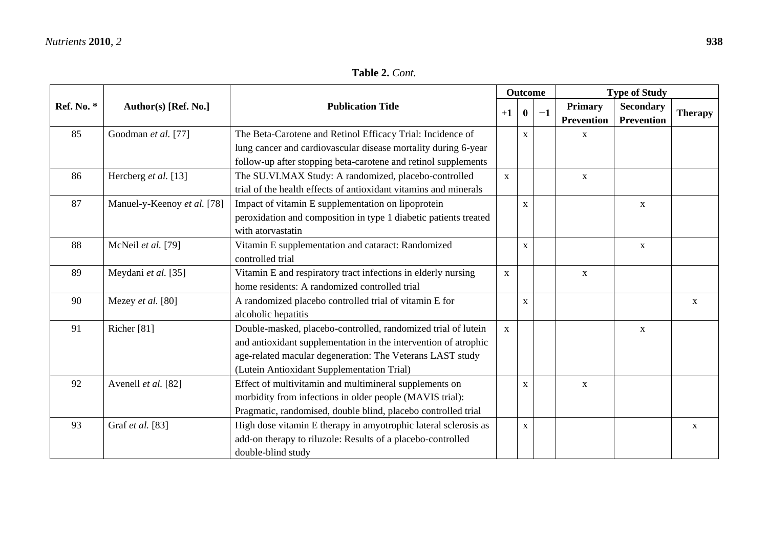**Table 2.** *Cont.*

| Ref. No. * | Author(s) [Ref. No.] | Publication Title | Outcome | | | Type of Study | | |
|---|---|---|---|---|---|---|---|---|
| | | | +1 | 0 | −1 | Primary Prevention | Secondary Prevention | Therapy |
| 85 | Goodman *et al.* [77] | The Beta-Carotene and Retinol Efficacy Trial: Incidence of lung cancer and cardiovascular disease mortality during 6-year follow-up after stopping beta-carotene and retinol supplements | | x | | x | | |
| 86 | Hercberg *et al.* [13] | The SU.VI.MAX Study: A randomized, placebo-controlled trial of the health effects of antioxidant vitamins and minerals | x | | | x | | |
| 87 | Manuel-y-Keenoy *et al.* [78] | Impact of vitamin E supplementation on lipoprotein peroxidation and composition in type 1 diabetic patients treated with atorvastatin | | x | | | x | |
| 88 | McNeil *et al.* [79] | Vitamin E supplementation and cataract: Randomized controlled trial | | x | | | x | |
| 89 | Meydani *et al.* [35] | Vitamin E and respiratory tract infections in elderly nursing home residents: A randomized controlled trial | x | | | x | | |
| 90 | Mezey *et al.* [80] | A randomized placebo controlled trial of vitamin E for alcoholic hepatitis | | x | | | | x |
| 91 | Richer [81] | Double-masked, placebo-controlled, randomized trial of lutein and antioxidant supplementation in the intervention of atrophic age-related macular degeneration: The Veterans LAST study (Lutein Antioxidant Supplementation Trial) | x | | | | x | |
| 92 | Avenell *et al.* [82] | Effect of multivitamin and multimineral supplements on morbidity from infections in older people (MAVIS trial): Pragmatic, randomised, double blind, placebo controlled trial | | x | | x | | |
| 93 | Graf *et al.* [83] | High dose vitamin E therapy in amyotrophic lateral sclerosis as add-on therapy to riluzole: Results of a placebo-controlled double-blind study | | x | | | | x |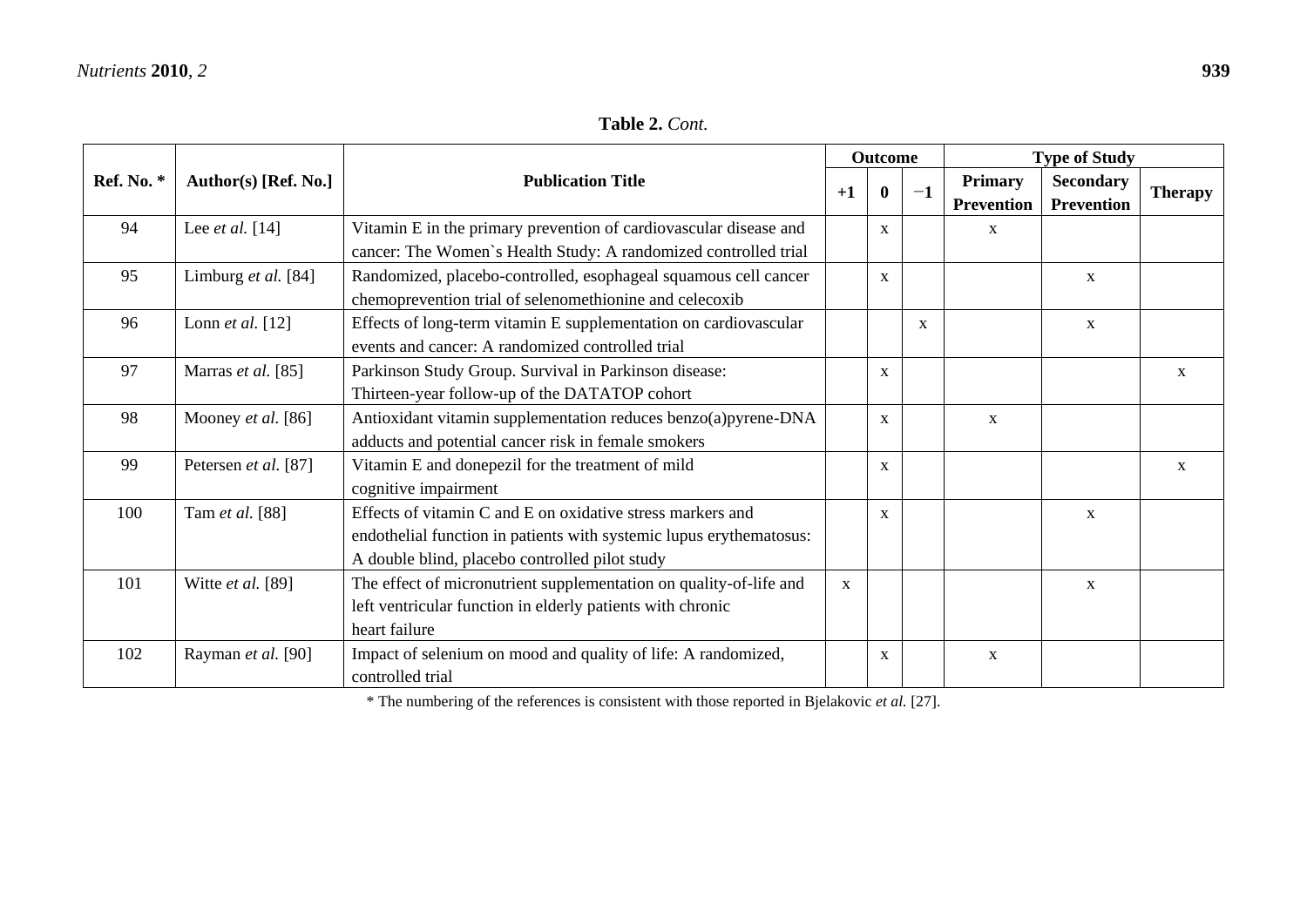**Table 2.** *Cont.*

| Ref. No. * | Author(s) [Ref. No.] | Publication Title | Outcome | | | Type of Study | | |
|---|---|---|---|---|---|---|---|---|
| | | | +1 | 0 | −1 | Primary Prevention | Secondary Prevention | Therapy |
| 94 | Lee *et al.* [14] | Vitamin E in the primary prevention of cardiovascular disease and cancer: The Women`s Health Study: A randomized controlled trial | | x | | x | | |
| 95 | Limburg *et al.* [84] | Randomized, placebo-controlled, esophageal squamous cell cancer chemoprevention trial of selenomethionine and celecoxib | | x | | | x | |
| 96 | Lonn *et al.* [12] | Effects of long-term vitamin E supplementation on cardiovascular events and cancer: A randomized controlled trial | | | x | | x | |
| 97 | Marras *et al.* [85] | Parkinson Study Group. Survival in Parkinson disease: Thirteen-year follow-up of the DATATOP cohort | | x | | | | x |
| 98 | Mooney *et al.* [86] | Antioxidant vitamin supplementation reduces benzo(a)pyrene-DNA adducts and potential cancer risk in female smokers | | x | | x | | |
| 99 | Petersen *et al.* [87] | Vitamin E and donepezil for the treatment of mild cognitive impairment | | x | | | | x |
| 100 | Tam *et al.* [88] | Effects of vitamin C and E on oxidative stress markers and endothelial function in patients with systemic lupus erythematosus: A double blind, placebo controlled pilot study | | x | | | x | |
| 101 | Witte *et al.* [89] | The effect of micronutrient supplementation on quality-of-life and left ventricular function in elderly patients with chronic heart failure | x | | | | x | |
| 102 | Rayman *et al.* [90] | Impact of selenium on mood and quality of life: A randomized, controlled trial | | x | | x | | |

* The numbering of the references is consistent with those reported in Bjelakovic *et al.* [27].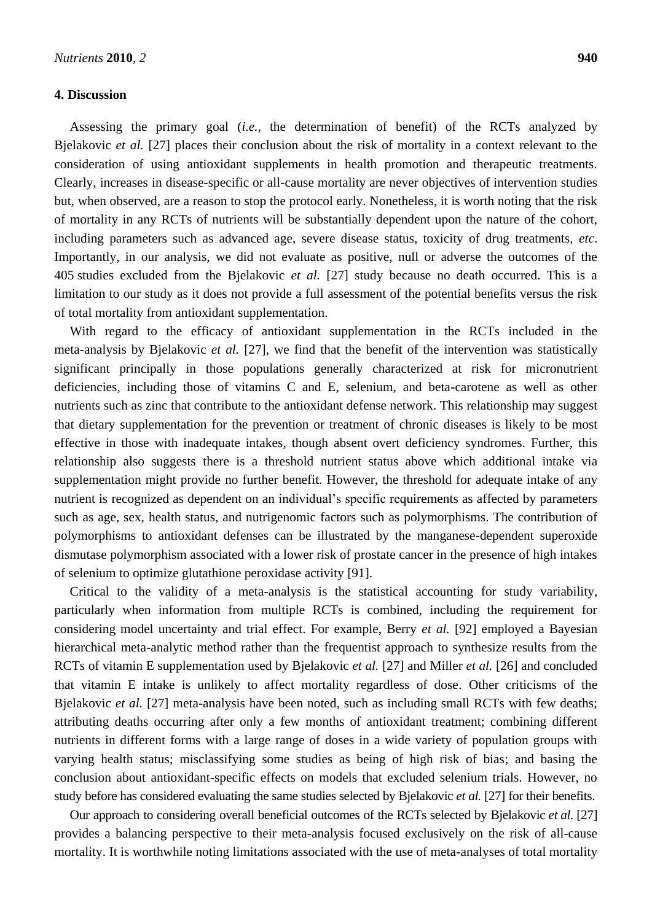## 4. Discussion

Assessing the primary goal (*i.e.*, the determination of benefit) of the RCTs analyzed by Bjelakovic *et al.* [27] places their conclusion about the risk of mortality in a context relevant to the consideration of using antioxidant supplements in health promotion and therapeutic treatments. Clearly, increases in disease-specific or all-cause mortality are never objectives of intervention studies but, when observed, are a reason to stop the protocol early. Nonetheless, it is worth noting that the risk of mortality in any RCTs of nutrients will be substantially dependent upon the nature of the cohort, including parameters such as advanced age, severe disease status, toxicity of drug treatments, *etc*. Importantly, in our analysis, we did not evaluate as positive, null or adverse the outcomes of the 405 studies excluded from the Bjelakovic *et al.* [27] study because no death occurred. This is a limitation to our study as it does not provide a full assessment of the potential benefits versus the risk of total mortality from antioxidant supplementation.

With regard to the efficacy of antioxidant supplementation in the RCTs included in the meta-analysis by Bjelakovic *et al.* [27], we find that the benefit of the intervention was statistically significant principally in those populations generally characterized at risk for micronutrient deficiencies, including those of vitamins C and E, selenium, and beta-carotene as well as other nutrients such as zinc that contribute to the antioxidant defense network. This relationship may suggest that dietary supplementation for the prevention or treatment of chronic diseases is likely to be most effective in those with inadequate intakes, though absent overt deficiency syndromes. Further, this relationship also suggests there is a threshold nutrient status above which additional intake via supplementation might provide no further benefit. However, the threshold for adequate intake of any nutrient is recognized as dependent on an individual's specific requirements as affected by parameters such as age, sex, health status, and nutrigenomic factors such as polymorphisms. The contribution of polymorphisms to antioxidant defenses can be illustrated by the manganese-dependent superoxide dismutase polymorphism associated with a lower risk of prostate cancer in the presence of high intakes of selenium to optimize glutathione peroxidase activity [91].

Critical to the validity of a meta-analysis is the statistical accounting for study variability, particularly when information from multiple RCTs is combined, including the requirement for considering model uncertainty and trial effect. For example, Berry *et al.* [92] employed a Bayesian hierarchical meta-analytic method rather than the frequentist approach to synthesize results from the RCTs of vitamin E supplementation used by Bjelakovic *et al.* [27] and Miller *et al.* [26] and concluded that vitamin E intake is unlikely to affect mortality regardless of dose. Other criticisms of the Bjelakovic *et al.* [27] meta-analysis have been noted, such as including small RCTs with few deaths; attributing deaths occurring after only a few months of antioxidant treatment; combining different nutrients in different forms with a large range of doses in a wide variety of population groups with varying health status; misclassifying some studies as being of high risk of bias; and basing the conclusion about antioxidant-specific effects on models that excluded selenium trials. However, no study before has considered evaluating the same studies selected by Bjelakovic *et al.* [27] for their benefits.

Our approach to considering overall beneficial outcomes of the RCTs selected by Bjelakovic *et al.* [27] provides a balancing perspective to their meta-analysis focused exclusively on the risk of all-cause mortality. It is worthwhile noting limitations associated with the use of meta-analyses of total mortality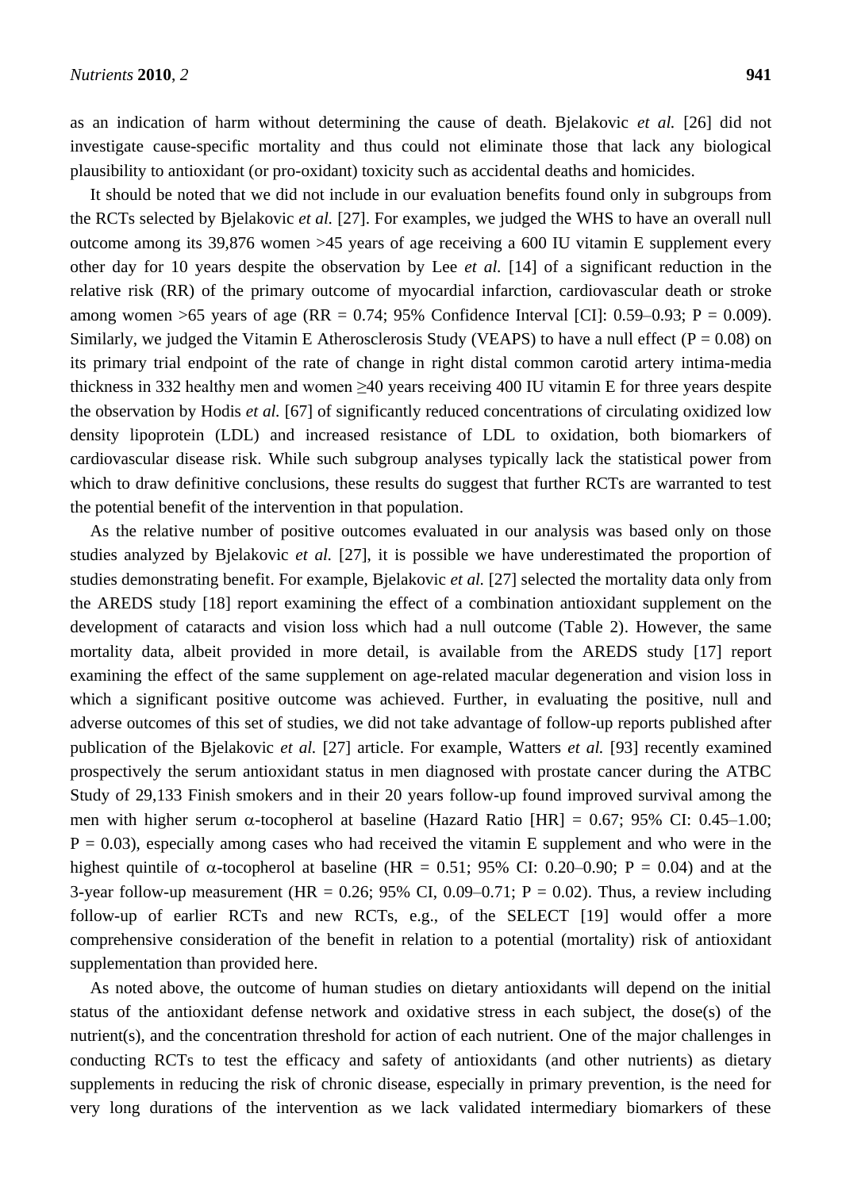as an indication of harm without determining the cause of death. Bjelakovic *et al.* [26] did not investigate cause-specific mortality and thus could not eliminate those that lack any biological plausibility to antioxidant (or pro-oxidant) toxicity such as accidental deaths and homicides.

It should be noted that we did not include in our evaluation benefits found only in subgroups from the RCTs selected by Bjelakovic *et al.* [27]. For examples, we judged the WHS to have an overall null outcome among its 39,876 women >45 years of age receiving a 600 IU vitamin E supplement every other day for 10 years despite the observation by Lee *et al.* [14] of a significant reduction in the relative risk (RR) of the primary outcome of myocardial infarction, cardiovascular death or stroke among women >65 years of age (RR = 0.74; 95% Confidence Interval [CI]: 0.59–0.93; P = 0.009). Similarly, we judged the Vitamin E Atherosclerosis Study (VEAPS) to have a null effect (P = 0.08) on its primary trial endpoint of the rate of change in right distal common carotid artery intima-media thickness in 332 healthy men and women ≥40 years receiving 400 IU vitamin E for three years despite the observation by Hodis *et al.* [67] of significantly reduced concentrations of circulating oxidized low density lipoprotein (LDL) and increased resistance of LDL to oxidation, both biomarkers of cardiovascular disease risk. While such subgroup analyses typically lack the statistical power from which to draw definitive conclusions, these results do suggest that further RCTs are warranted to test the potential benefit of the intervention in that population.

As the relative number of positive outcomes evaluated in our analysis was based only on those studies analyzed by Bjelakovic *et al.* [27], it is possible we have underestimated the proportion of studies demonstrating benefit. For example, Bjelakovic *et al.* [27] selected the mortality data only from the AREDS study [18] report examining the effect of a combination antioxidant supplement on the development of cataracts and vision loss which had a null outcome (Table 2). However, the same mortality data, albeit provided in more detail, is available from the AREDS study [17] report examining the effect of the same supplement on age-related macular degeneration and vision loss in which a significant positive outcome was achieved. Further, in evaluating the positive, null and adverse outcomes of this set of studies, we did not take advantage of follow-up reports published after publication of the Bjelakovic *et al.* [27] article. For example, Watters *et al.* [93] recently examined prospectively the serum antioxidant status in men diagnosed with prostate cancer during the ATBC Study of 29,133 Finish smokers and in their 20 years follow-up found improved survival among the men with higher serum $\alpha$-tocopherol at baseline (Hazard Ratio [HR] = 0.67; 95% CI: 0.45–1.00; P = 0.03), especially among cases who had received the vitamin E supplement and who were in the highest quintile of $\alpha$-tocopherol at baseline (HR = 0.51; 95% CI: 0.20–0.90; P = 0.04) and at the 3-year follow-up measurement (HR = 0.26; 95% CI, 0.09–0.71; P = 0.02). Thus, a review including follow-up of earlier RCTs and new RCTs, e.g., of the SELECT [19] would offer a more comprehensive consideration of the benefit in relation to a potential (mortality) risk of antioxidant supplementation than provided here.

As noted above, the outcome of human studies on dietary antioxidants will depend on the initial status of the antioxidant defense network and oxidative stress in each subject, the dose(s) of the nutrient(s), and the concentration threshold for action of each nutrient. One of the major challenges in conducting RCTs to test the efficacy and safety of antioxidants (and other nutrients) as dietary supplements in reducing the risk of chronic disease, especially in primary prevention, is the need for very long durations of the intervention as we lack validated intermediary biomarkers of these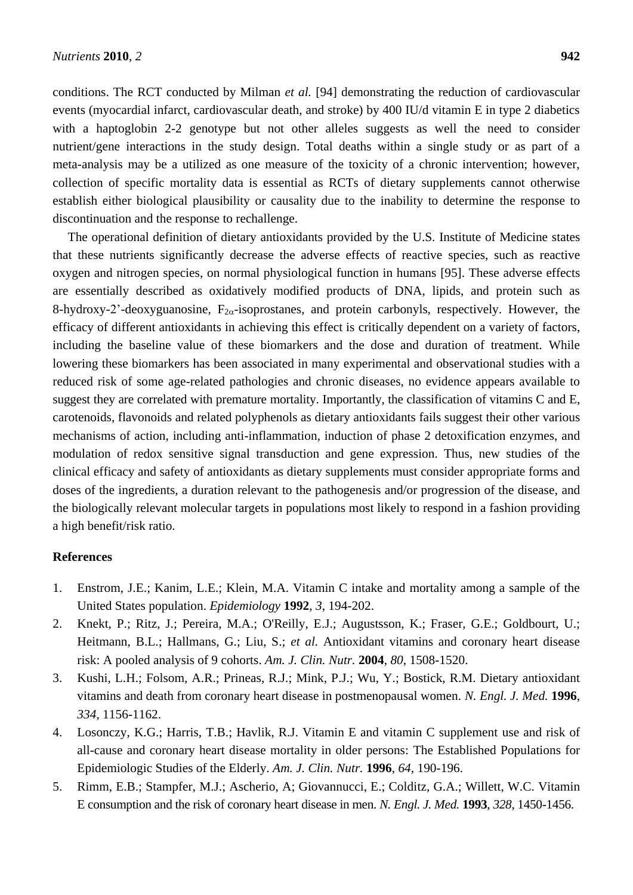conditions. The RCT conducted by Milman *et al.* [94] demonstrating the reduction of cardiovascular events (myocardial infarct, cardiovascular death, and stroke) by 400 IU/d vitamin E in type 2 diabetics with a haptoglobin 2-2 genotype but not other alleles suggests as well the need to consider nutrient/gene interactions in the study design. Total deaths within a single study or as part of a meta-analysis may be a utilized as one measure of the toxicity of a chronic intervention; however, collection of specific mortality data is essential as RCTs of dietary supplements cannot otherwise establish either biological plausibility or causality due to the inability to determine the response to discontinuation and the response to rechallenge.

The operational definition of dietary antioxidants provided by the U.S. Institute of Medicine states that these nutrients significantly decrease the adverse effects of reactive species, such as reactive oxygen and nitrogen species, on normal physiological function in humans [95]. These adverse effects are essentially described as oxidatively modified products of DNA, lipids, and protein such as 8-hydroxy-2'-deoxyguanosine, $F_{2\alpha}$-isoprostanes, and protein carbonyls, respectively. However, the efficacy of different antioxidants in achieving this effect is critically dependent on a variety of factors, including the baseline value of these biomarkers and the dose and duration of treatment. While lowering these biomarkers has been associated in many experimental and observational studies with a reduced risk of some age-related pathologies and chronic diseases, no evidence appears available to suggest they are correlated with premature mortality. Importantly, the classification of vitamins C and E, carotenoids, flavonoids and related polyphenols as dietary antioxidants fails suggest their other various mechanisms of action, including anti-inflammation, induction of phase 2 detoxification enzymes, and modulation of redox sensitive signal transduction and gene expression. Thus, new studies of the clinical efficacy and safety of antioxidants as dietary supplements must consider appropriate forms and doses of the ingredients, a duration relevant to the pathogenesis and/or progression of the disease, and the biologically relevant molecular targets in populations most likely to respond in a fashion providing a high benefit/risk ratio.

## References

1. Enstrom, J.E.; Kanim, L.E.; Klein, M.A. Vitamin C intake and mortality among a sample of the United States population. *Epidemiology* **1992**, *3*, 194-202.
2. Knekt, P.; Ritz, J.; Pereira, M.A.; O'Reilly, E.J.; Augustsson, K.; Fraser, G.E.; Goldbourt, U.; Heitmann, B.L.; Hallmans, G.; Liu, S.; *et al.* Antioxidant vitamins and coronary heart disease risk: A pooled analysis of 9 cohorts. *Am. J. Clin. Nutr.* **2004**, *80*, 1508-1520.
3. Kushi, L.H.; Folsom, A.R.; Prineas, R.J.; Mink, P.J.; Wu, Y.; Bostick, R.M. Dietary antioxidant vitamins and death from coronary heart disease in postmenopausal women. *N. Engl. J. Med.* **1996**, *334*, 1156-1162.
4. Losonczy, K.G.; Harris, T.B.; Havlik, R.J. Vitamin E and vitamin C supplement use and risk of all-cause and coronary heart disease mortality in older persons: The Established Populations for Epidemiologic Studies of the Elderly. *Am. J. Clin. Nutr.* **1996**, *64*, 190-196.
5. Rimm, E.B.; Stampfer, M.J.; Ascherio, A; Giovannucci, E.; Colditz, G.A.; Willett, W.C. Vitamin E consumption and the risk of coronary heart disease in men. *N. Engl. J. Med.* **1993**, *328*, 1450-1456.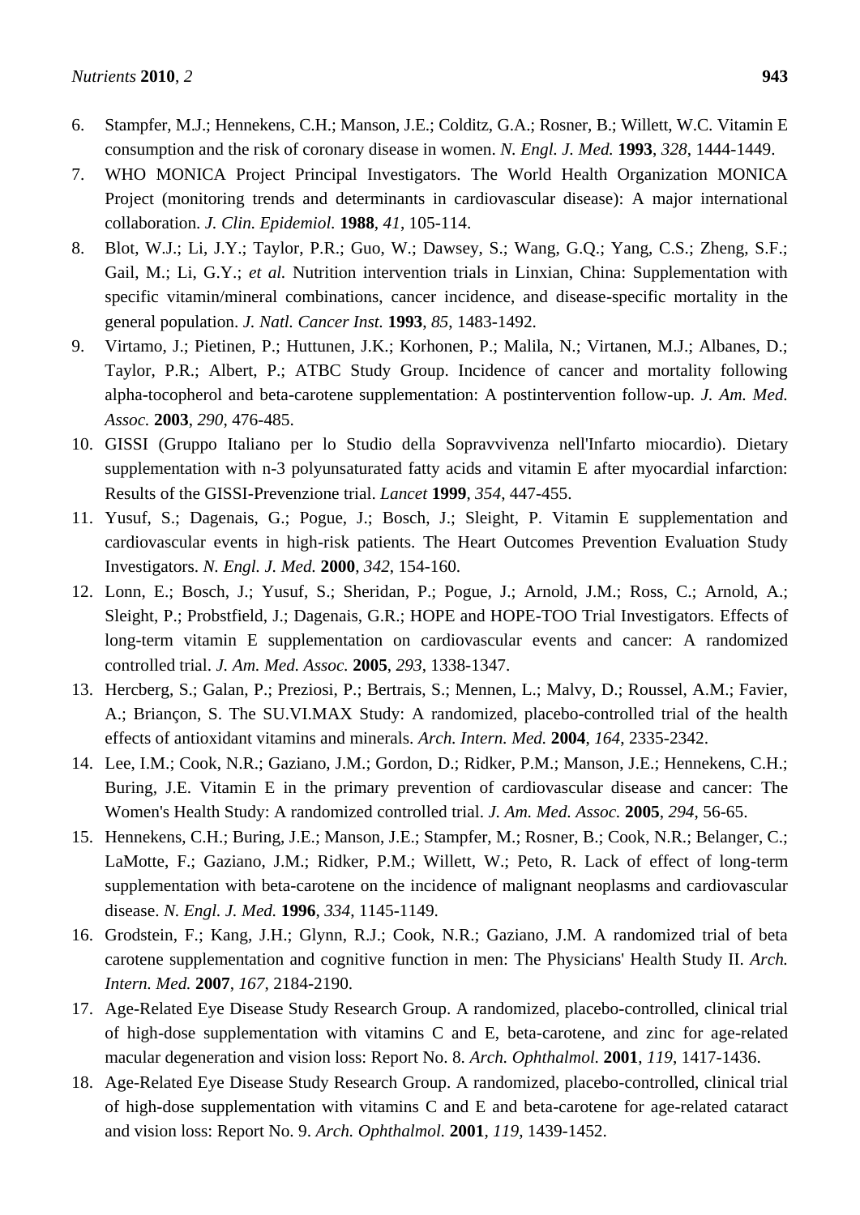6. Stampfer, M.J.; Hennekens, C.H.; Manson, J.E.; Colditz, G.A.; Rosner, B.; Willett, W.C. Vitamin E consumption and the risk of coronary disease in women. *N. Engl. J. Med.* **1993**, *328*, 1444-1449.
7. WHO MONICA Project Principal Investigators. The World Health Organization MONICA Project (monitoring trends and determinants in cardiovascular disease): A major international collaboration. *J. Clin. Epidemiol.* **1988**, *41*, 105-114.
8. Blot, W.J.; Li, J.Y.; Taylor, P.R.; Guo, W.; Dawsey, S.; Wang, G.Q.; Yang, C.S.; Zheng, S.F.; Gail, M.; Li, G.Y.; *et al.* Nutrition intervention trials in Linxian, China: Supplementation with specific vitamin/mineral combinations, cancer incidence, and disease-specific mortality in the general population. *J. Natl. Cancer Inst.* **1993**, *85*, 1483-1492.
9. Virtamo, J.; Pietinen, P.; Huttunen, J.K.; Korhonen, P.; Malila, N.; Virtanen, M.J.; Albanes, D.; Taylor, P.R.; Albert, P.; ATBC Study Group. Incidence of cancer and mortality following alpha-tocopherol and beta-carotene supplementation: A postintervention follow-up. *J. Am. Med. Assoc.* **2003**, *290*, 476-485.
10. GISSI (Gruppo Italiano per lo Studio della Sopravvivenza nell'Infarto miocardio). Dietary supplementation with n-3 polyunsaturated fatty acids and vitamin E after myocardial infarction: Results of the GISSI-Prevenzione trial. *Lancet* **1999**, *354*, 447-455.
11. Yusuf, S.; Dagenais, G.; Pogue, J.; Bosch, J.; Sleight, P. Vitamin E supplementation and cardiovascular events in high-risk patients. The Heart Outcomes Prevention Evaluation Study Investigators. *N. Engl. J. Med.* **2000**, *342*, 154-160.
12. Lonn, E.; Bosch, J.; Yusuf, S.; Sheridan, P.; Pogue, J.; Arnold, J.M.; Ross, C.; Arnold, A.; Sleight, P.; Probstfield, J.; Dagenais, G.R.; HOPE and HOPE-TOO Trial Investigators. Effects of long-term vitamin E supplementation on cardiovascular events and cancer: A randomized controlled trial. *J. Am. Med. Assoc.* **2005**, *293*, 1338-1347.
13. Hercberg, S.; Galan, P.; Preziosi, P.; Bertrais, S.; Mennen, L.; Malvy, D.; Roussel, A.M.; Favier, A.; Briançon, S. The SU.VI.MAX Study: A randomized, placebo-controlled trial of the health effects of antioxidant vitamins and minerals. *Arch. Intern. Med.* **2004**, *164*, 2335-2342.
14. Lee, I.M.; Cook, N.R.; Gaziano, J.M.; Gordon, D.; Ridker, P.M.; Manson, J.E.; Hennekens, C.H.; Buring, J.E. Vitamin E in the primary prevention of cardiovascular disease and cancer: The Women's Health Study: A randomized controlled trial. *J. Am. Med. Assoc.* **2005**, *294*, 56-65.
15. Hennekens, C.H.; Buring, J.E.; Manson, J.E.; Stampfer, M.; Rosner, B.; Cook, N.R.; Belanger, C.; LaMotte, F.; Gaziano, J.M.; Ridker, P.M.; Willett, W.; Peto, R. Lack of effect of long-term supplementation with beta-carotene on the incidence of malignant neoplasms and cardiovascular disease. *N. Engl. J. Med.* **1996**, *334*, 1145-1149.
16. Grodstein, F.; Kang, J.H.; Glynn, R.J.; Cook, N.R.; Gaziano, J.M. A randomized trial of beta carotene supplementation and cognitive function in men: The Physicians' Health Study II. *Arch. Intern. Med.* **2007**, *167*, 2184-2190.
17. Age-Related Eye Disease Study Research Group. A randomized, placebo-controlled, clinical trial of high-dose supplementation with vitamins C and E, beta-carotene, and zinc for age-related macular degeneration and vision loss: Report No. 8. *Arch. Ophthalmol.* **2001**, *119*, 1417-1436.
18. Age-Related Eye Disease Study Research Group. A randomized, placebo-controlled, clinical trial of high-dose supplementation with vitamins C and E and beta-carotene for age-related cataract and vision loss: Report No. 9. *Arch. Ophthalmol.* **2001**, *119*, 1439-1452.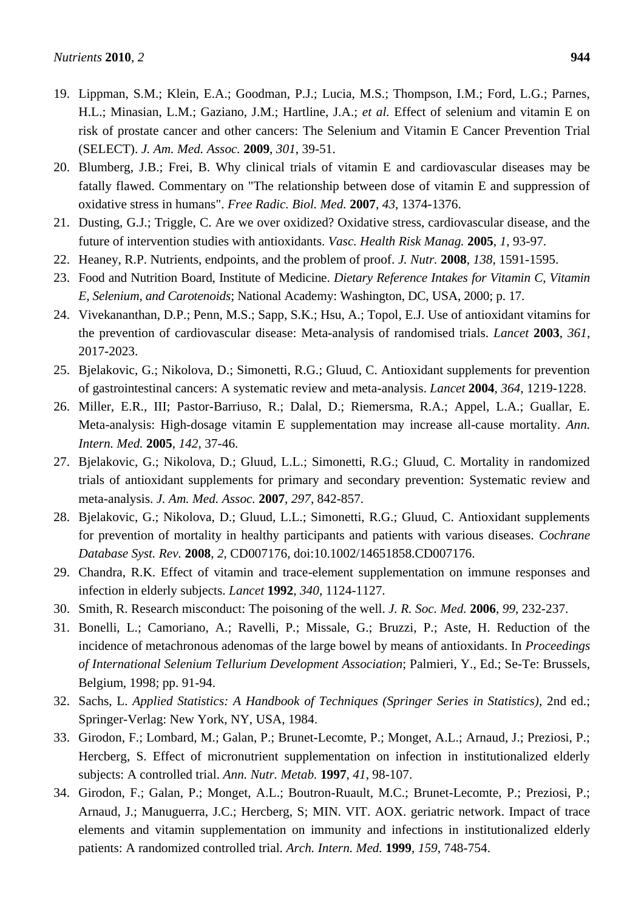19. Lippman, S.M.; Klein, E.A.; Goodman, P.J.; Lucia, M.S.; Thompson, I.M.; Ford, L.G.; Parnes, H.L.; Minasian, L.M.; Gaziano, J.M.; Hartline, J.A.; *et al.* Effect of selenium and vitamin E on risk of prostate cancer and other cancers: The Selenium and Vitamin E Cancer Prevention Trial (SELECT). *J. Am. Med. Assoc.* **2009**, *301*, 39-51.
20. Blumberg, J.B.; Frei, B. Why clinical trials of vitamin E and cardiovascular diseases may be fatally flawed. Commentary on "The relationship between dose of vitamin E and suppression of oxidative stress in humans". *Free Radic. Biol. Med.* **2007**, *43*, 1374-1376.
21. Dusting, G.J.; Triggle, C. Are we over oxidized? Oxidative stress, cardiovascular disease, and the future of intervention studies with antioxidants. *Vasc. Health Risk Manag.* **2005**, *1*, 93-97.
22. Heaney, R.P. Nutrients, endpoints, and the problem of proof. *J. Nutr.* **2008**, *138*, 1591-1595.
23. Food and Nutrition Board, Institute of Medicine. *Dietary Reference Intakes for Vitamin C, Vitamin E, Selenium, and Carotenoids*; National Academy: Washington, DC, USA, 2000; p. 17.
24. Vivekananthan, D.P.; Penn, M.S.; Sapp, S.K.; Hsu, A.; Topol, E.J. Use of antioxidant vitamins for the prevention of cardiovascular disease: Meta-analysis of randomised trials. *Lancet* **2003**, *361*, 2017-2023.
25. Bjelakovic, G.; Nikolova, D.; Simonetti, R.G.; Gluud, C. Antioxidant supplements for prevention of gastrointestinal cancers: A systematic review and meta-analysis. *Lancet* **2004**, *364*, 1219-1228.
26. Miller, E.R., III; Pastor-Barriuso, R.; Dalal, D.; Riemersma, R.A.; Appel, L.A.; Guallar, E. Meta-analysis: High-dosage vitamin E supplementation may increase all-cause mortality. *Ann. Intern. Med.* **2005**, *142*, 37-46.
27. Bjelakovic, G.; Nikolova, D.; Gluud, L.L.; Simonetti, R.G.; Gluud, C. Mortality in randomized trials of antioxidant supplements for primary and secondary prevention: Systematic review and meta-analysis. *J. Am. Med. Assoc.* **2007**, *297*, 842-857.
28. Bjelakovic, G.; Nikolova, D.; Gluud, L.L.; Simonetti, R.G.; Gluud, C. Antioxidant supplements for prevention of mortality in healthy participants and patients with various diseases. *Cochrane Database Syst. Rev.* **2008**, *2*, CD007176, doi:10.1002/14651858.CD007176.
29. Chandra, R.K. Effect of vitamin and trace-element supplementation on immune responses and infection in elderly subjects. *Lancet* **1992**, *340*, 1124-1127.
30. Smith, R. Research misconduct: The poisoning of the well. *J. R. Soc. Med.* **2006**, *99*, 232-237.
31. Bonelli, L.; Camoriano, A.; Ravelli, P.; Missale, G.; Bruzzi, P.; Aste, H. Reduction of the incidence of metachronous adenomas of the large bowel by means of antioxidants. In *Proceedings of International Selenium Tellurium Development Association*; Palmieri, Y., Ed.; Se-Te: Brussels, Belgium, 1998; pp. 91-94.
32. Sachs, L. *Applied Statistics: A Handbook of Techniques (Springer Series in Statistics)*, 2nd ed.; Springer-Verlag: New York, NY, USA, 1984.
33. Girodon, F.; Lombard, M.; Galan, P.; Brunet-Lecomte, P.; Monget, A.L.; Arnaud, J.; Preziosi, P.; Hercberg, S. Effect of micronutrient supplementation on infection in institutionalized elderly subjects: A controlled trial. *Ann. Nutr. Metab.* **1997**, *41*, 98-107.
34. Girodon, F.; Galan, P.; Monget, A.L.; Boutron-Ruault, M.C.; Brunet-Lecomte, P.; Preziosi, P.; Arnaud, J.; Manuguerra, J.C.; Hercberg, S; MIN. VIT. AOX. geriatric network. Impact of trace elements and vitamin supplementation on immunity and infections in institutionalized elderly patients: A randomized controlled trial. *Arch. Intern. Med.* **1999**, *159*, 748-754.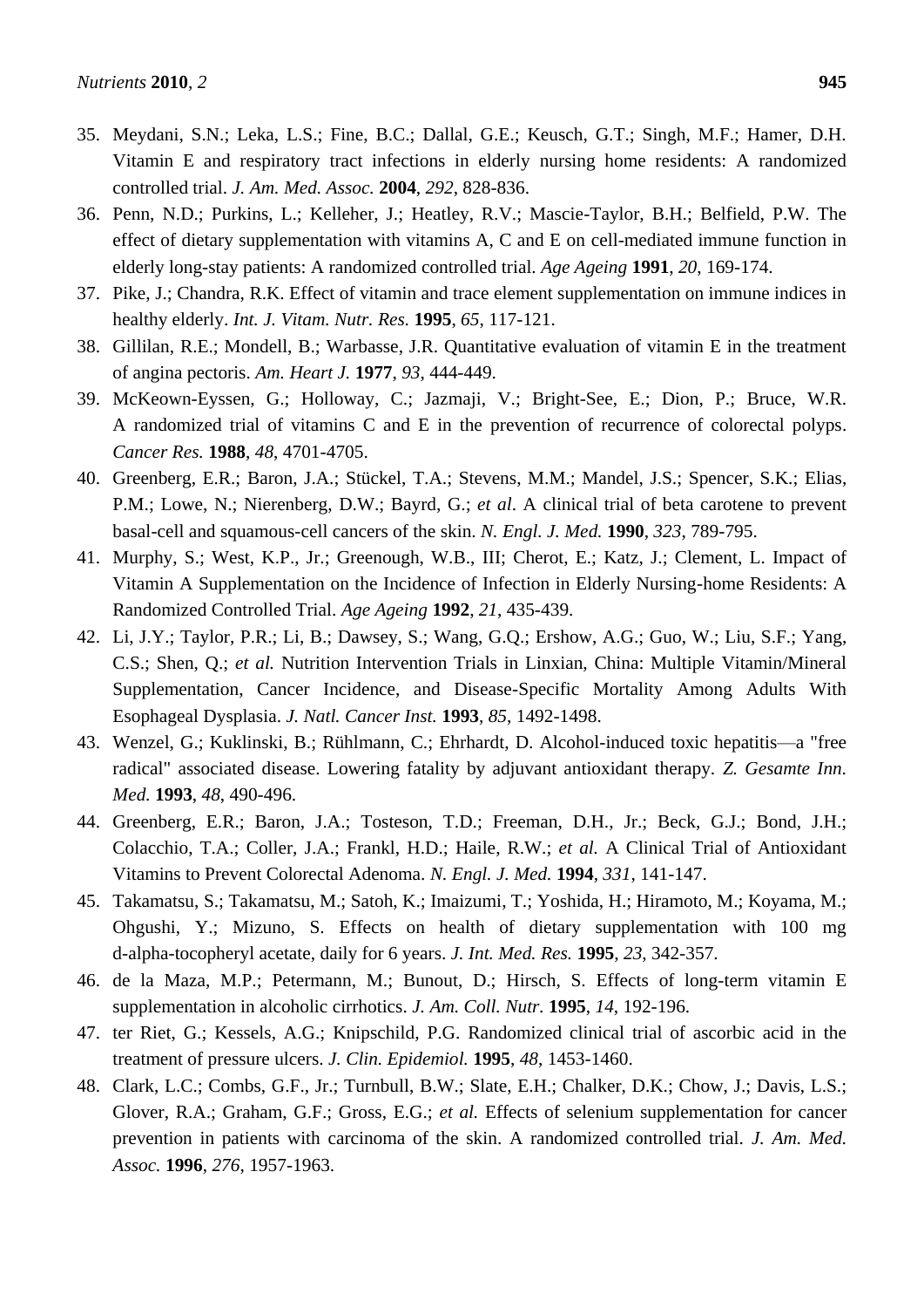35. Meydani, S.N.; Leka, L.S.; Fine, B.C.; Dallal, G.E.; Keusch, G.T.; Singh, M.F.; Hamer, D.H. Vitamin E and respiratory tract infections in elderly nursing home residents: A randomized controlled trial. *J. Am. Med. Assoc.* **2004**, *292*, 828-836.
36. Penn, N.D.; Purkins, L.; Kelleher, J.; Heatley, R.V.; Mascie-Taylor, B.H.; Belfield, P.W. The effect of dietary supplementation with vitamins A, C and E on cell-mediated immune function in elderly long-stay patients: A randomized controlled trial. *Age Ageing* **1991**, *20*, 169-174.
37. Pike, J.; Chandra, R.K. Effect of vitamin and trace element supplementation on immune indices in healthy elderly. *Int. J. Vitam. Nutr. Res.* **1995**, *65*, 117-121.
38. Gillilan, R.E.; Mondell, B.; Warbasse, J.R. Quantitative evaluation of vitamin E in the treatment of angina pectoris. *Am. Heart J.* **1977**, *93*, 444-449.
39. McKeown-Eyssen, G.; Holloway, C.; Jazmaji, V.; Bright-See, E.; Dion, P.; Bruce, W.R. A randomized trial of vitamins C and E in the prevention of recurrence of colorectal polyps. *Cancer Res.* **1988**, *48*, 4701-4705.
40. Greenberg, E.R.; Baron, J.A.; Stückel, T.A.; Stevens, M.M.; Mandel, J.S.; Spencer, S.K.; Elias, P.M.; Lowe, N.; Nierenberg, D.W.; Bayrd, G.; *et al*. A clinical trial of beta carotene to prevent basal-cell and squamous-cell cancers of the skin. *N. Engl. J. Med.* **1990**, *323*, 789-795.
41. Murphy, S.; West, K.P., Jr.; Greenough, W.B., III; Cherot, E.; Katz, J.; Clement, L. Impact of Vitamin A Supplementation on the Incidence of Infection in Elderly Nursing-home Residents: A Randomized Controlled Trial. *Age Ageing* **1992**, *21*, 435-439.
42. Li, J.Y.; Taylor, P.R.; Li, B.; Dawsey, S.; Wang, G.Q.; Ershow, A.G.; Guo, W.; Liu, S.F.; Yang, C.S.; Shen, Q.; *et al.* Nutrition Intervention Trials in Linxian, China: Multiple Vitamin/Mineral Supplementation, Cancer Incidence, and Disease-Specific Mortality Among Adults With Esophageal Dysplasia. *J. Natl. Cancer Inst.* **1993**, *85*, 1492-1498.
43. Wenzel, G.; Kuklinski, B.; Rühlmann, C.; Ehrhardt, D. Alcohol-induced toxic hepatitis—a "free radical" associated disease. Lowering fatality by adjuvant antioxidant therapy. *Z. Gesamte Inn. Med.* **1993**, *48*, 490-496.
44. Greenberg, E.R.; Baron, J.A.; Tosteson, T.D.; Freeman, D.H., Jr.; Beck, G.J.; Bond, J.H.; Colacchio, T.A.; Coller, J.A.; Frankl, H.D.; Haile, R.W.; *et al.* A Clinical Trial of Antioxidant Vitamins to Prevent Colorectal Adenoma. *N. Engl. J. Med.* **1994**, *331*, 141-147.
45. Takamatsu, S.; Takamatsu, M.; Satoh, K.; Imaizumi, T.; Yoshida, H.; Hiramoto, M.; Koyama, M.; Ohgushi, Y.; Mizuno, S. Effects on health of dietary supplementation with 100 mg d-alpha-tocopheryl acetate, daily for 6 years. *J. Int. Med. Res.* **1995**, *23*, 342-357.
46. de la Maza, M.P.; Petermann, M.; Bunout, D.; Hirsch, S. Effects of long-term vitamin E supplementation in alcoholic cirrhotics. *J. Am. Coll. Nutr.* **1995**, *14*, 192-196.
47. ter Riet, G.; Kessels, A.G.; Knipschild, P.G. Randomized clinical trial of ascorbic acid in the treatment of pressure ulcers. *J. Clin. Epidemiol.* **1995**, *48*, 1453-1460.
48. Clark, L.C.; Combs, G.F., Jr.; Turnbull, B.W.; Slate, E.H.; Chalker, D.K.; Chow, J.; Davis, L.S.; Glover, R.A.; Graham, G.F.; Gross, E.G.; *et al.* Effects of selenium supplementation for cancer prevention in patients with carcinoma of the skin. A randomized controlled trial. *J. Am. Med. Assoc.* **1996**, *276*, 1957-1963.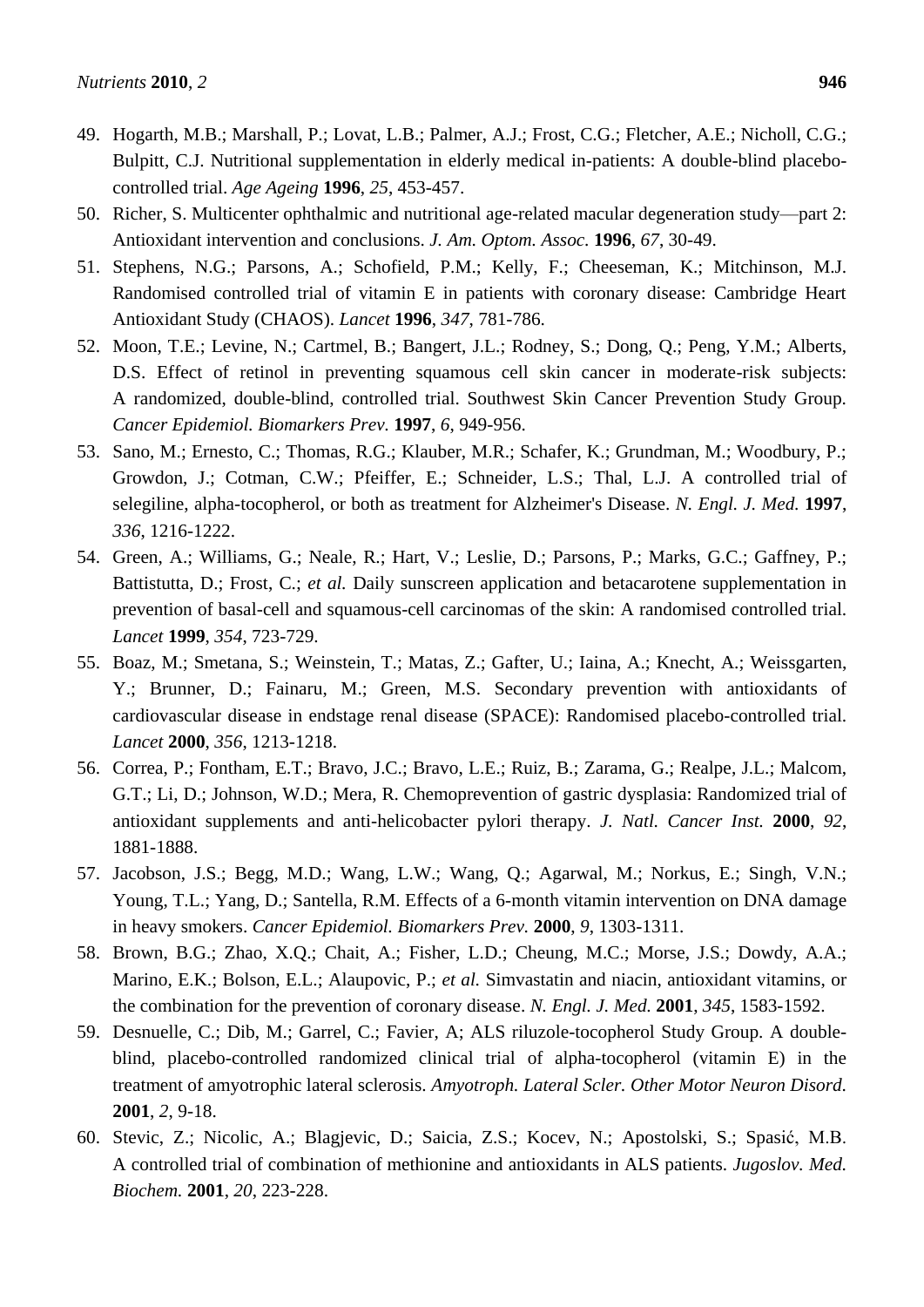49. Hogarth, M.B.; Marshall, P.; Lovat, L.B.; Palmer, A.J.; Frost, C.G.; Fletcher, A.E.; Nicholl, C.G.; Bulpitt, C.J. Nutritional supplementation in elderly medical in-patients: A double-blind placebo-controlled trial. *Age Ageing* **1996**, *25*, 453-457.
50. Richer, S. Multicenter ophthalmic and nutritional age-related macular degeneration study—part 2: Antioxidant intervention and conclusions. *J. Am. Optom. Assoc.* **1996**, *67*, 30-49.
51. Stephens, N.G.; Parsons, A.; Schofield, P.M.; Kelly, F.; Cheeseman, K.; Mitchinson, M.J. Randomised controlled trial of vitamin E in patients with coronary disease: Cambridge Heart Antioxidant Study (CHAOS). *Lancet* **1996**, *347*, 781-786.
52. Moon, T.E.; Levine, N.; Cartmel, B.; Bangert, J.L.; Rodney, S.; Dong, Q.; Peng, Y.M.; Alberts, D.S. Effect of retinol in preventing squamous cell skin cancer in moderate-risk subjects: A randomized, double-blind, controlled trial. Southwest Skin Cancer Prevention Study Group. *Cancer Epidemiol. Biomarkers Prev.* **1997**, *6*, 949-956.
53. Sano, M.; Ernesto, C.; Thomas, R.G.; Klauber, M.R.; Schafer, K.; Grundman, M.; Woodbury, P.; Growdon, J.; Cotman, C.W.; Pfeiffer, E.; Schneider, L.S.; Thal, L.J. A controlled trial of selegiline, alpha-tocopherol, or both as treatment for Alzheimer's Disease. *N. Engl. J. Med.* **1997**, *336*, 1216-1222.
54. Green, A.; Williams, G.; Neale, R.; Hart, V.; Leslie, D.; Parsons, P.; Marks, G.C.; Gaffney, P.; Battistutta, D.; Frost, C.; *et al.* Daily sunscreen application and betacarotene supplementation in prevention of basal-cell and squamous-cell carcinomas of the skin: A randomised controlled trial. *Lancet* **1999**, *354*, 723-729.
55. Boaz, M.; Smetana, S.; Weinstein, T.; Matas, Z.; Gafter, U.; Iaina, A.; Knecht, A.; Weissgarten, Y.; Brunner, D.; Fainaru, M.; Green, M.S. Secondary prevention with antioxidants of cardiovascular disease in endstage renal disease (SPACE): Randomised placebo-controlled trial. *Lancet* **2000**, *356*, 1213-1218.
56. Correa, P.; Fontham, E.T.; Bravo, J.C.; Bravo, L.E.; Ruiz, B.; Zarama, G.; Realpe, J.L.; Malcom, G.T.; Li, D.; Johnson, W.D.; Mera, R. Chemoprevention of gastric dysplasia: Randomized trial of antioxidant supplements and anti-helicobacter pylori therapy. *J. Natl. Cancer Inst.* **2000**, *92*, 1881-1888.
57. Jacobson, J.S.; Begg, M.D.; Wang, L.W.; Wang, Q.; Agarwal, M.; Norkus, E.; Singh, V.N.; Young, T.L.; Yang, D.; Santella, R.M. Effects of a 6-month vitamin intervention on DNA damage in heavy smokers. *Cancer Epidemiol. Biomarkers Prev.* **2000**, *9*, 1303-1311.
58. Brown, B.G.; Zhao, X.Q.; Chait, A.; Fisher, L.D.; Cheung, M.C.; Morse, J.S.; Dowdy, A.A.; Marino, E.K.; Bolson, E.L.; Alaupovic, P.; *et al.* Simvastatin and niacin, antioxidant vitamins, or the combination for the prevention of coronary disease. *N. Engl. J. Med.* **2001**, *345*, 1583-1592.
59. Desnuelle, C.; Dib, M.; Garrel, C.; Favier, A; ALS riluzole-tocopherol Study Group. A double-blind, placebo-controlled randomized clinical trial of alpha-tocopherol (vitamin E) in the treatment of amyotrophic lateral sclerosis. *Amyotroph. Lateral Scler. Other Motor Neuron Disord.* **2001**, *2*, 9-18.
60. Stevic, Z.; Nicolic, A.; Blagjevic, D.; Saicia, Z.S.; Kocev, N.; Apostolski, S.; Spasić, M.B. A controlled trial of combination of methionine and antioxidants in ALS patients. *Jugoslov. Med. Biochem.* **2001**, *20*, 223-228.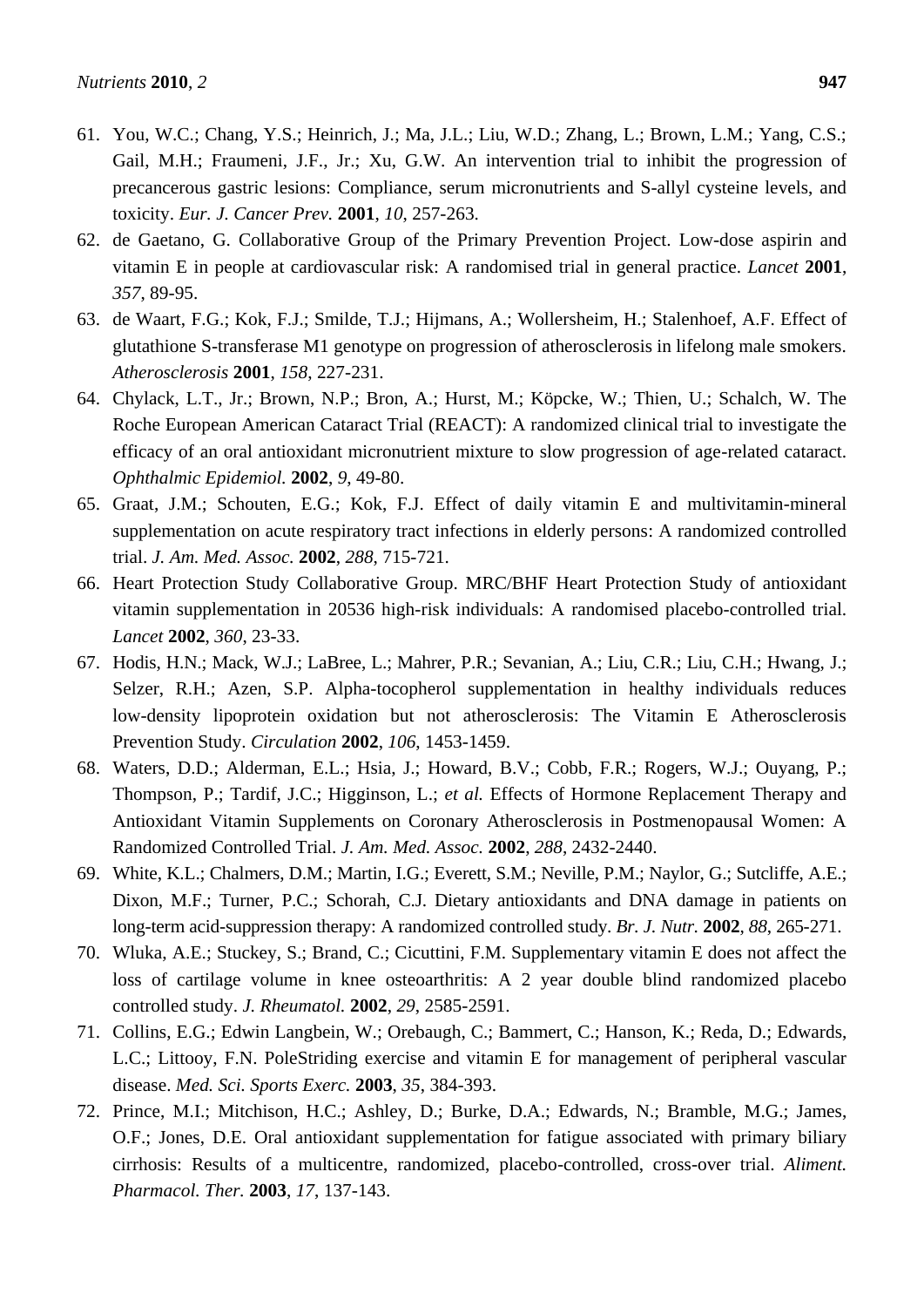61. You, W.C.; Chang, Y.S.; Heinrich, J.; Ma, J.L.; Liu, W.D.; Zhang, L.; Brown, L.M.; Yang, C.S.; Gail, M.H.; Fraumeni, J.F., Jr.; Xu, G.W. An intervention trial to inhibit the progression of precancerous gastric lesions: Compliance, serum micronutrients and S-allyl cysteine levels, and toxicity. *Eur. J. Cancer Prev.* **2001**, *10*, 257-263.
62. de Gaetano, G. Collaborative Group of the Primary Prevention Project. Low-dose aspirin and vitamin E in people at cardiovascular risk: A randomised trial in general practice. *Lancet* **2001**, *357*, 89-95.
63. de Waart, F.G.; Kok, F.J.; Smilde, T.J.; Hijmans, A.; Wollersheim, H.; Stalenhoef, A.F. Effect of glutathione S-transferase M1 genotype on progression of atherosclerosis in lifelong male smokers. *Atherosclerosis* **2001**, *158*, 227-231.
64. Chylack, L.T., Jr.; Brown, N.P.; Bron, A.; Hurst, M.; Köpcke, W.; Thien, U.; Schalch, W. The Roche European American Cataract Trial (REACT): A randomized clinical trial to investigate the efficacy of an oral antioxidant micronutrient mixture to slow progression of age-related cataract. *Ophthalmic Epidemiol.* **2002**, *9*, 49-80.
65. Graat, J.M.; Schouten, E.G.; Kok, F.J. Effect of daily vitamin E and multivitamin-mineral supplementation on acute respiratory tract infections in elderly persons: A randomized controlled trial. *J. Am. Med. Assoc.* **2002**, *288*, 715-721.
66. Heart Protection Study Collaborative Group. MRC/BHF Heart Protection Study of antioxidant vitamin supplementation in 20536 high-risk individuals: A randomised placebo-controlled trial. *Lancet* **2002**, *360*, 23-33.
67. Hodis, H.N.; Mack, W.J.; LaBree, L.; Mahrer, P.R.; Sevanian, A.; Liu, C.R.; Liu, C.H.; Hwang, J.; Selzer, R.H.; Azen, S.P. Alpha-tocopherol supplementation in healthy individuals reduces low-density lipoprotein oxidation but not atherosclerosis: The Vitamin E Atherosclerosis Prevention Study. *Circulation* **2002**, *106*, 1453-1459.
68. Waters, D.D.; Alderman, E.L.; Hsia, J.; Howard, B.V.; Cobb, F.R.; Rogers, W.J.; Ouyang, P.; Thompson, P.; Tardif, J.C.; Higginson, L.; *et al.* Effects of Hormone Replacement Therapy and Antioxidant Vitamin Supplements on Coronary Atherosclerosis in Postmenopausal Women: A Randomized Controlled Trial. *J. Am. Med. Assoc.* **2002**, *288*, 2432-2440.
69. White, K.L.; Chalmers, D.M.; Martin, I.G.; Everett, S.M.; Neville, P.M.; Naylor, G.; Sutcliffe, A.E.; Dixon, M.F.; Turner, P.C.; Schorah, C.J. Dietary antioxidants and DNA damage in patients on long-term acid-suppression therapy: A randomized controlled study. *Br. J. Nutr.* **2002**, *88*, 265-271.
70. Wluka, A.E.; Stuckey, S.; Brand, C.; Cicuttini, F.M. Supplementary vitamin E does not affect the loss of cartilage volume in knee osteoarthritis: A 2 year double blind randomized placebo controlled study. *J. Rheumatol.* **2002**, *29*, 2585-2591.
71. Collins, E.G.; Edwin Langbein, W.; Orebaugh, C.; Bammert, C.; Hanson, K.; Reda, D.; Edwards, L.C.; Littooy, F.N. PoleStriding exercise and vitamin E for management of peripheral vascular disease. *Med. Sci. Sports Exerc.* **2003**, *35*, 384-393.
72. Prince, M.I.; Mitchison, H.C.; Ashley, D.; Burke, D.A.; Edwards, N.; Bramble, M.G.; James, O.F.; Jones, D.E. Oral antioxidant supplementation for fatigue associated with primary biliary cirrhosis: Results of a multicentre, randomized, placebo-controlled, cross-over trial. *Aliment. Pharmacol. Ther.* **2003**, *17*, 137-143.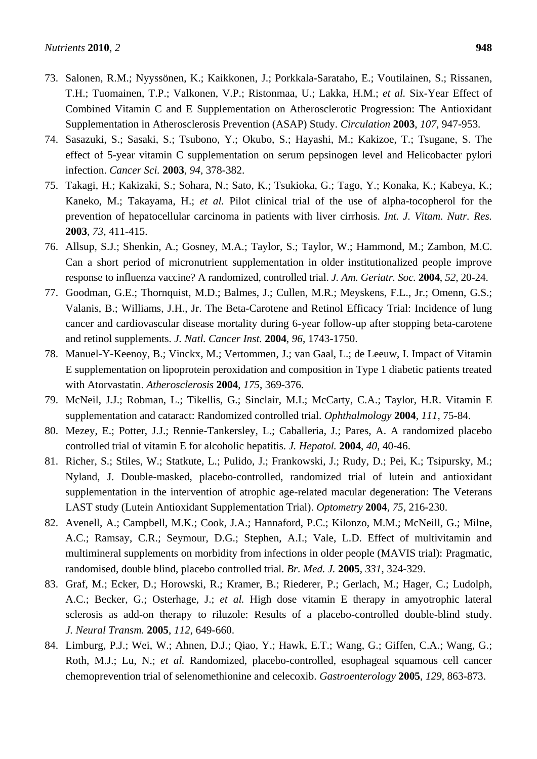73. Salonen, R.M.; Nyyssönen, K.; Kaikkonen, J.; Porkkala-Sarataho, E.; Voutilainen, S.; Rissanen, T.H.; Tuomainen, T.P.; Valkonen, V.P.; Ristonmaa, U.; Lakka, H.M.; *et al.* Six-Year Effect of Combined Vitamin C and E Supplementation on Atherosclerotic Progression: The Antioxidant Supplementation in Atherosclerosis Prevention (ASAP) Study. *Circulation* **2003**, *107*, 947-953.
74. Sasazuki, S.; Sasaki, S.; Tsubono, Y.; Okubo, S.; Hayashi, M.; Kakizoe, T.; Tsugane, S. The effect of 5-year vitamin C supplementation on serum pepsinogen level and Helicobacter pylori infection. *Cancer Sci.* **2003**, *94*, 378-382.
75. Takagi, H.; Kakizaki, S.; Sohara, N.; Sato, K.; Tsukioka, G.; Tago, Y.; Konaka, K.; Kabeya, K.; Kaneko, M.; Takayama, H.; *et al.* Pilot clinical trial of the use of alpha-tocopherol for the prevention of hepatocellular carcinoma in patients with liver cirrhosis. *Int. J. Vitam. Nutr. Res.* **2003**, *73*, 411-415.
76. Allsup, S.J.; Shenkin, A.; Gosney, M.A.; Taylor, S.; Taylor, W.; Hammond, M.; Zambon, M.C. Can a short period of micronutrient supplementation in older institutionalized people improve response to influenza vaccine? A randomized, controlled trial. *J. Am. Geriatr. Soc.* **2004**, *52*, 20-24.
77. Goodman, G.E.; Thornquist, M.D.; Balmes, J.; Cullen, M.R.; Meyskens, F.L., Jr.; Omenn, G.S.; Valanis, B.; Williams, J.H., Jr. The Beta-Carotene and Retinol Efficacy Trial: Incidence of lung cancer and cardiovascular disease mortality during 6-year follow-up after stopping beta-carotene and retinol supplements. *J. Natl. Cancer Inst.* **2004**, *96*, 1743-1750.
78. Manuel-Y-Keenoy, B.; Vinckx, M.; Vertommen, J.; van Gaal, L.; de Leeuw, I. Impact of Vitamin E supplementation on lipoprotein peroxidation and composition in Type 1 diabetic patients treated with Atorvastatin. *Atherosclerosis* **2004**, *175*, 369-376.
79. McNeil, J.J.; Robman, L.; Tikellis, G.; Sinclair, M.I.; McCarty, C.A.; Taylor, H.R. Vitamin E supplementation and cataract: Randomized controlled trial. *Ophthalmology* **2004**, *111*, 75-84.
80. Mezey, E.; Potter, J.J.; Rennie-Tankersley, L.; Caballeria, J.; Pares, A. A randomized placebo controlled trial of vitamin E for alcoholic hepatitis. *J. Hepatol.* **2004**, *40*, 40-46.
81. Richer, S.; Stiles, W.; Statkute, L.; Pulido, J.; Frankowski, J.; Rudy, D.; Pei, K.; Tsipursky, M.; Nyland, J. Double-masked, placebo-controlled, randomized trial of lutein and antioxidant supplementation in the intervention of atrophic age-related macular degeneration: The Veterans LAST study (Lutein Antioxidant Supplementation Trial). *Optometry* **2004**, *75*, 216-230.
82. Avenell, A.; Campbell, M.K.; Cook, J.A.; Hannaford, P.C.; Kilonzo, M.M.; McNeill, G.; Milne, A.C.; Ramsay, C.R.; Seymour, D.G.; Stephen, A.I.; Vale, L.D. Effect of multivitamin and multimineral supplements on morbidity from infections in older people (MAVIS trial): Pragmatic, randomised, double blind, placebo controlled trial. *Br. Med. J.* **2005**, *331*, 324-329.
83. Graf, M.; Ecker, D.; Horowski, R.; Kramer, B.; Riederer, P.; Gerlach, M.; Hager, C.; Ludolph, A.C.; Becker, G.; Osterhage, J.; *et al.* High dose vitamin E therapy in amyotrophic lateral sclerosis as add-on therapy to riluzole: Results of a placebo-controlled double-blind study. *J. Neural Transm.* **2005**, *112*, 649-660.
84. Limburg, P.J.; Wei, W.; Ahnen, D.J.; Qiao, Y.; Hawk, E.T.; Wang, G.; Giffen, C.A.; Wang, G.; Roth, M.J.; Lu, N.; *et al.* Randomized, placebo-controlled, esophageal squamous cell cancer chemoprevention trial of selenomethionine and celecoxib. *Gastroenterology* **2005**, *129*, 863-873.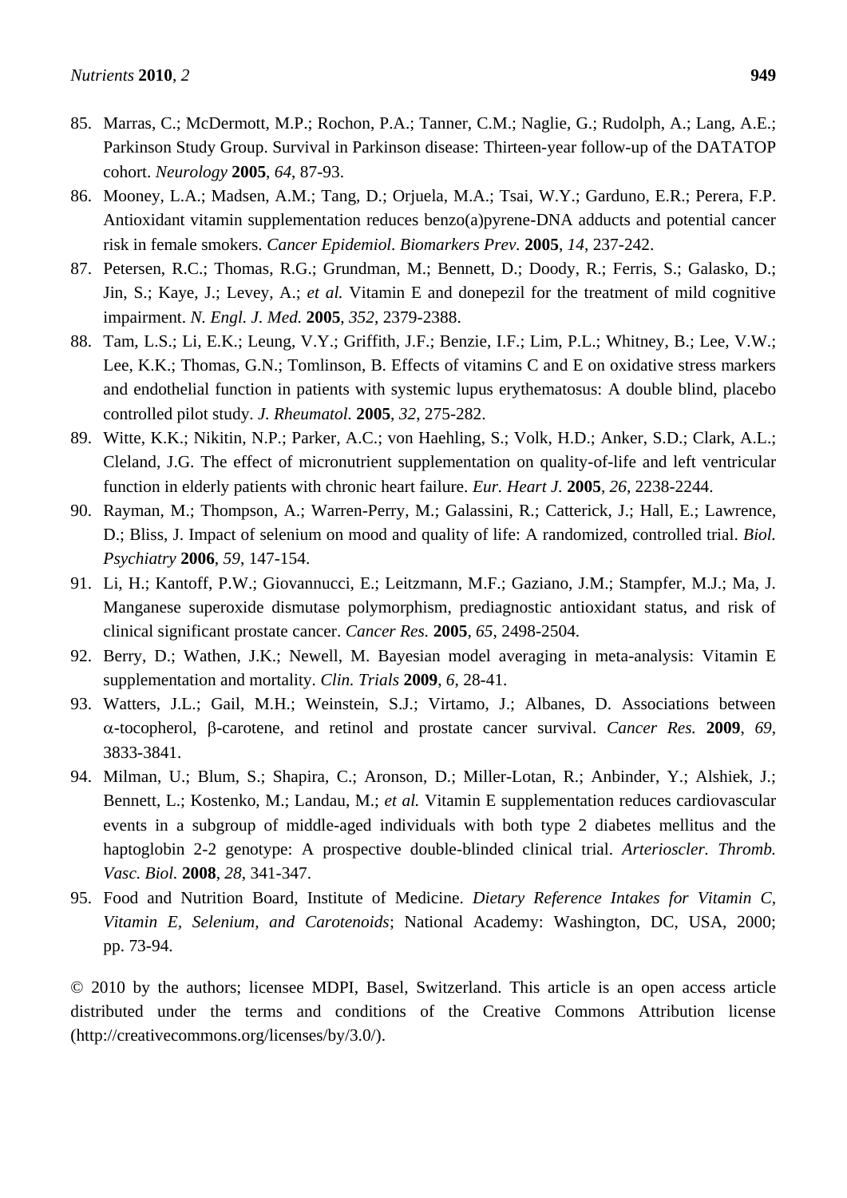85. Marras, C.; McDermott, M.P.; Rochon, P.A.; Tanner, C.M.; Naglie, G.; Rudolph, A.; Lang, A.E.; Parkinson Study Group. Survival in Parkinson disease: Thirteen-year follow-up of the DATATOP cohort. *Neurology* **2005**, *64*, 87-93.
86. Mooney, L.A.; Madsen, A.M.; Tang, D.; Orjuela, M.A.; Tsai, W.Y.; Garduno, E.R.; Perera, F.P. Antioxidant vitamin supplementation reduces benzo(a)pyrene-DNA adducts and potential cancer risk in female smokers. *Cancer Epidemiol. Biomarkers Prev.* **2005**, *14*, 237-242.
87. Petersen, R.C.; Thomas, R.G.; Grundman, M.; Bennett, D.; Doody, R.; Ferris, S.; Galasko, D.; Jin, S.; Kaye, J.; Levey, A.; *et al.* Vitamin E and donepezil for the treatment of mild cognitive impairment. *N. Engl. J. Med.* **2005**, *352*, 2379-2388.
88. Tam, L.S.; Li, E.K.; Leung, V.Y.; Griffith, J.F.; Benzie, I.F.; Lim, P.L.; Whitney, B.; Lee, V.W.; Lee, K.K.; Thomas, G.N.; Tomlinson, B. Effects of vitamins C and E on oxidative stress markers and endothelial function in patients with systemic lupus erythematosus: A double blind, placebo controlled pilot study. *J. Rheumatol.* **2005**, *32*, 275-282.
89. Witte, K.K.; Nikitin, N.P.; Parker, A.C.; von Haehling, S.; Volk, H.D.; Anker, S.D.; Clark, A.L.; Cleland, J.G. The effect of micronutrient supplementation on quality-of-life and left ventricular function in elderly patients with chronic heart failure. *Eur. Heart J.* **2005**, *26*, 2238-2244.
90. Rayman, M.; Thompson, A.; Warren-Perry, M.; Galassini, R.; Catterick, J.; Hall, E.; Lawrence, D.; Bliss, J. Impact of selenium on mood and quality of life: A randomized, controlled trial. *Biol. Psychiatry* **2006**, *59*, 147-154.
91. Li, H.; Kantoff, P.W.; Giovannucci, E.; Leitzmann, M.F.; Gaziano, J.M.; Stampfer, M.J.; Ma, J. Manganese superoxide dismutase polymorphism, prediagnostic antioxidant status, and risk of clinical significant prostate cancer. *Cancer Res.* **2005**, *65*, 2498-2504.
92. Berry, D.; Wathen, J.K.; Newell, M. Bayesian model averaging in meta-analysis: Vitamin E supplementation and mortality. *Clin. Trials* **2009**, *6*, 28-41.
93. Watters, J.L.; Gail, M.H.; Weinstein, S.J.; Virtamo, J.; Albanes, D. Associations between $\alpha$-tocopherol, $\beta$-carotene, and retinol and prostate cancer survival. *Cancer Res.* **2009**, *69*, 3833-3841.
94. Milman, U.; Blum, S.; Shapira, C.; Aronson, D.; Miller-Lotan, R.; Anbinder, Y.; Alshiek, J.; Bennett, L.; Kostenko, M.; Landau, M.; *et al.* Vitamin E supplementation reduces cardiovascular events in a subgroup of middle-aged individuals with both type 2 diabetes mellitus and the haptoglobin 2-2 genotype: A prospective double-blinded clinical trial. *Arterioscler. Thromb. Vasc. Biol.* **2008**, *28*, 341-347.
95. Food and Nutrition Board, Institute of Medicine. *Dietary Reference Intakes for Vitamin C, Vitamin E, Selenium, and Carotenoids*; National Academy: Washington, DC, USA, 2000; pp. 73-94.

© 2010 by the authors; licensee MDPI, Basel, Switzerland. This article is an open access article distributed under the terms and conditions of the Creative Commons Attribution license (http://creativecommons.org/licenses/by/3.0/).